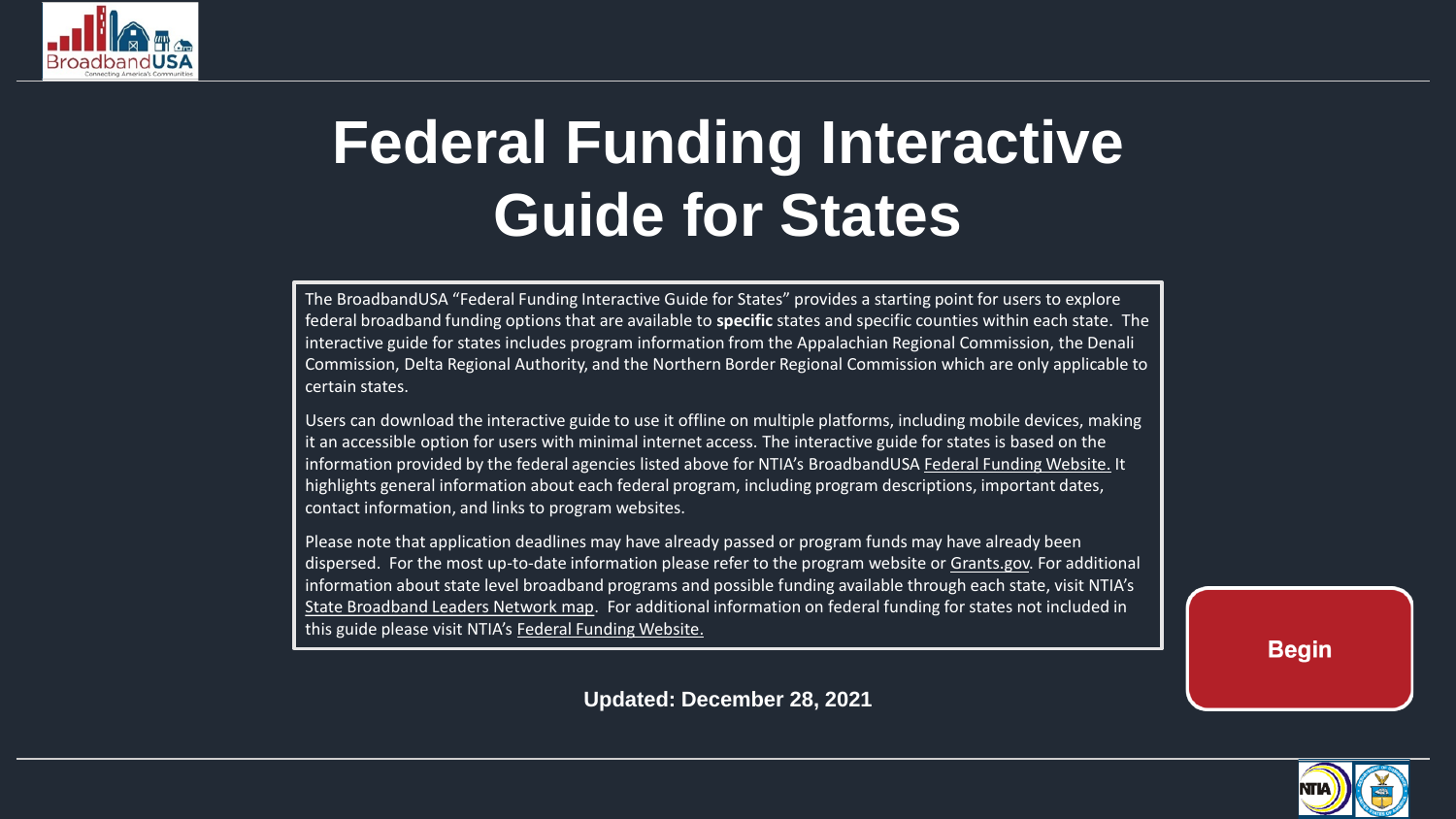# Federal Funding Interactive Guide for States

The BroadbandUSA "Federal Funding Interactive Guide for States" provides a starting point for users to explore federal broadband funding options that are available to **specific** states and specific counties within each state. The interactive guide for states includes program information from the Appalachian Regional Commission, the Denali Commission, Delta Regional Authority, and the Northern Border Regional Commission which are only applicable to certain states.

Users can download the interactive guide to use it offline on multiple platforms, including mobile devices, making it an accessible option for users with minimal internet access. The interactive guide for states is based on the information provided by the federal agencies listed above for NTIA's BroadbandUSA Federal Funding Website. It highlights general information about each federal program, including program descriptions, important dates, contact information, and links to program websites.

Please note that application deadlines may have already passed or program funds may have already been dispersed. For the most up-to-date information please refer to the program website or Grants.gov. For additional information about state level broadband programs and possible funding available through each state, visit NTIA's State Broadband Leaders Network map. For additional information on federal funding for states not included in this guide please visit NTIA's Federal Funding Website.

Begin

**Updated: December 28, 2021**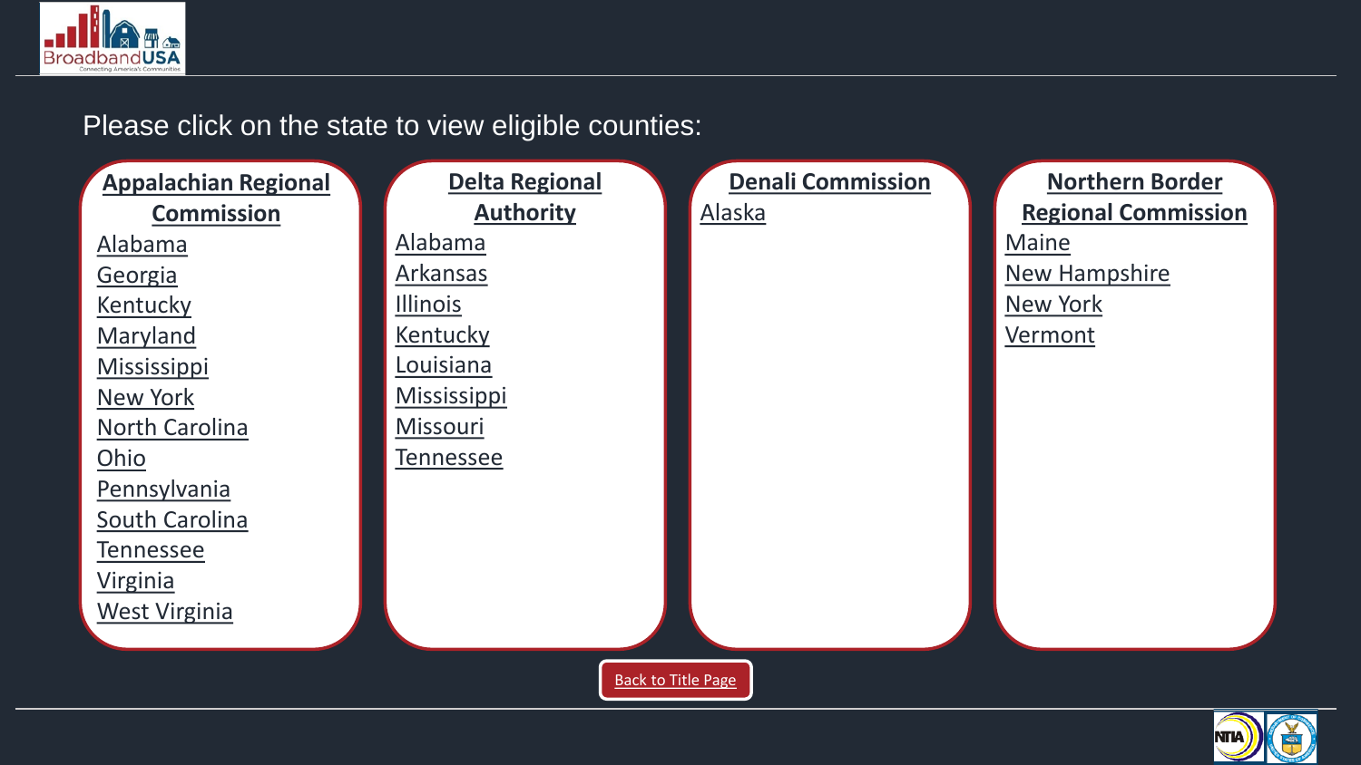Please click on the state to view eligible counties:

## Appalachian Regional Commission

- Alabama
- Georgia
- Kentucky
- Maryland
- Mississippi
- New York
- North Carolina
- Ohio
- Pennsylvania
- South Carolina
- Tennessee
- Virginia
- West Virginia

## Delta Regional Authority

- Alabama
- Arkansas
- Illinois
- Kentucky
- Louisiana
- Mississippi
- Missouri
- Tennessee

## Denali Commission

- Alaska

## Northern Border Regional Commission

- Maine
- New Hampshire
- New York
- Vermont

Back to Title Page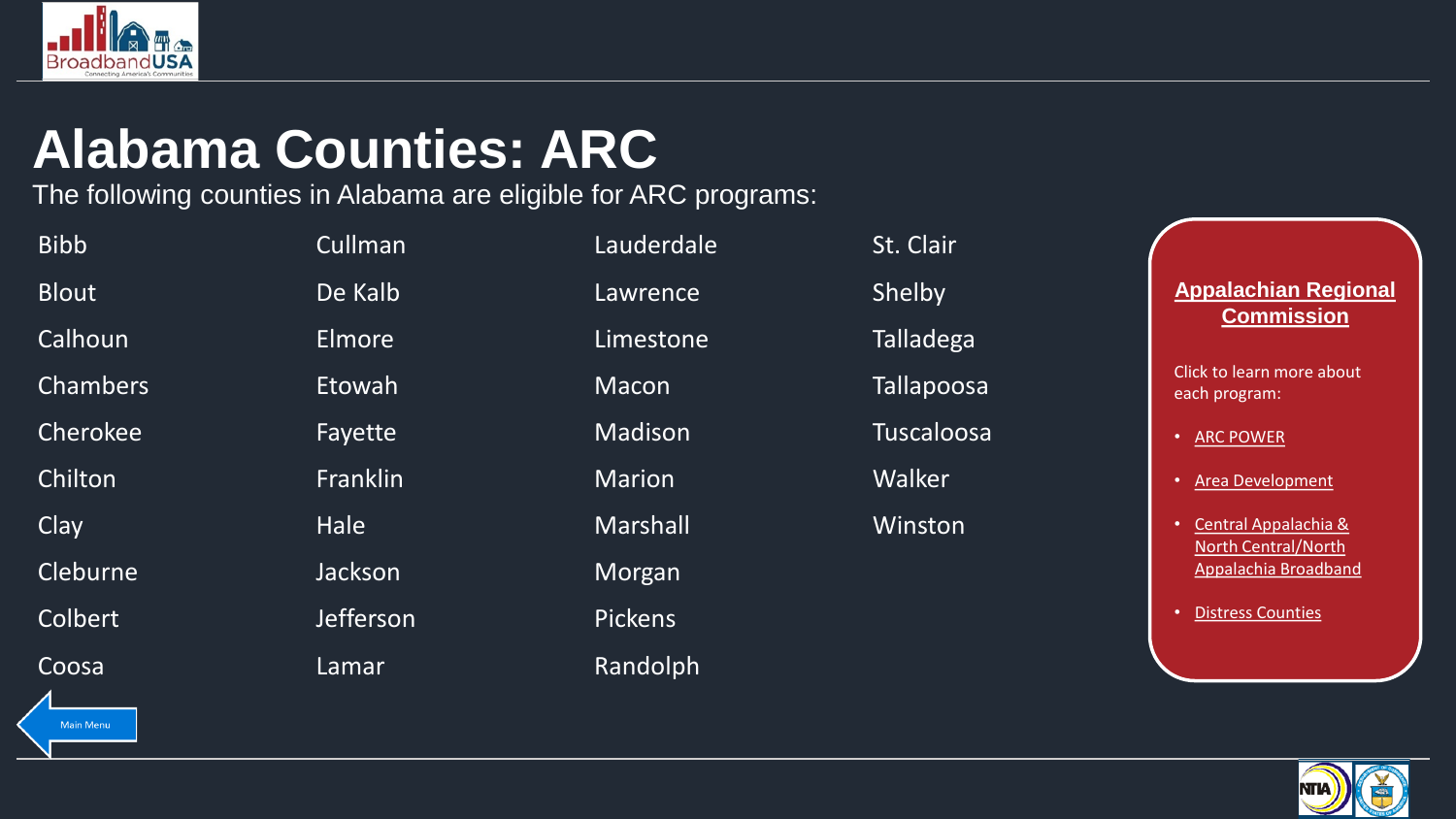# Alabama Counties: ARC

The following counties in Alabama are eligible for ARC programs:

| | | | |
|---|---|---|---|
| Bibb | Cullman | Lauderdale | St. Clair |
| Blout | De Kalb | Lawrence | Shelby |
| Calhoun | Elmore | Limestone | Talladega |
| Chambers | Etowah | Macon | Tallapoosa |
| Cherokee | Fayette | Madison | Tuscaloosa |
| Chilton | Franklin | Marion | Walker |
| Clay | Hale | Marshall | Winston |
| Cleburne | Jackson | Morgan | |
| Colbert | Jefferson | Pickens | |
| Coosa | Lamar | Randolph | |

**Appalachian Regional Commission**

Click to learn more about each program:

- ARC POWER
- Area Development
- Central Appalachia & North Central/North Appalachia Broadband
- Distress Counties

Main Menu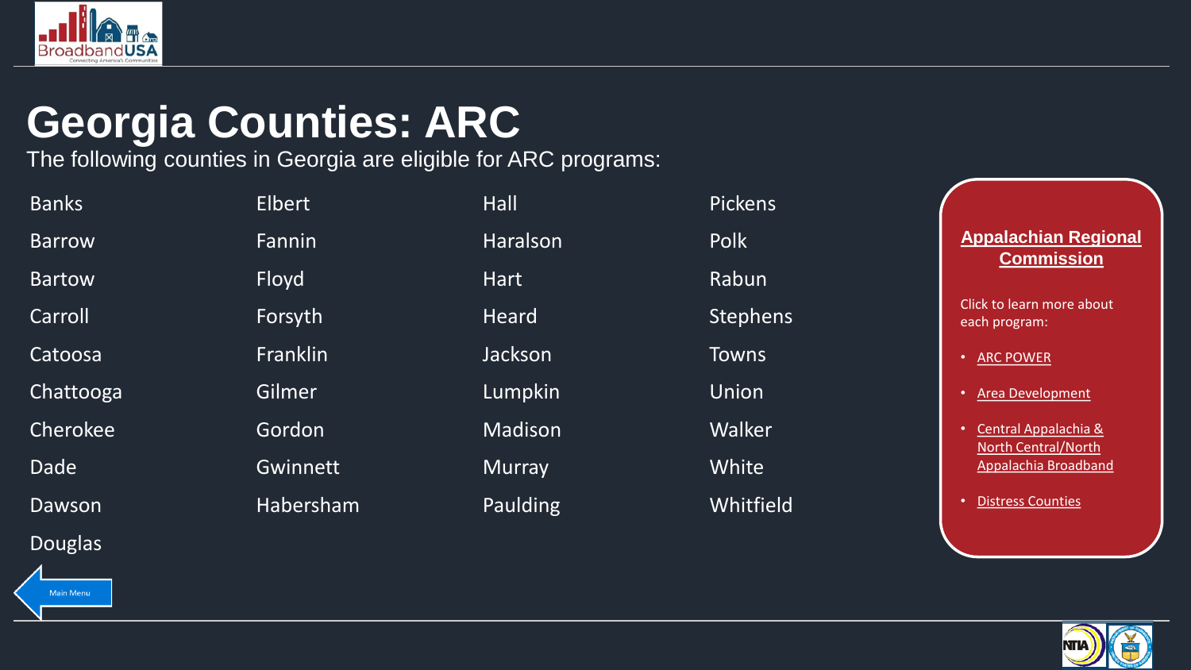# Georgia Counties: ARC

The following counties in Georgia are eligible for ARC programs:

- Banks
- Barrow
- Bartow
- Carroll
- Catoosa
- Chattooga
- Cherokee
- Dade
- Dawson
- Douglas
- Elbert
- Fannin
- Floyd
- Forsyth
- Franklin
- Gilmer
- Gordon
- Gwinnett
- Habersham
- Hall
- Haralson
- Hart
- Heard
- Jackson
- Lumpkin
- Madison
- Murray
- Paulding
- Pickens
- Polk
- Rabun
- Stephens
- Towns
- Union
- Walker
- White
- Whitfield

## Appalachian Regional Commission

Click to learn more about each program:

- ARC POWER
- Area Development
- Central Appalachia & North Central/North Appalachia Broadband
- Distress Counties

Main Menu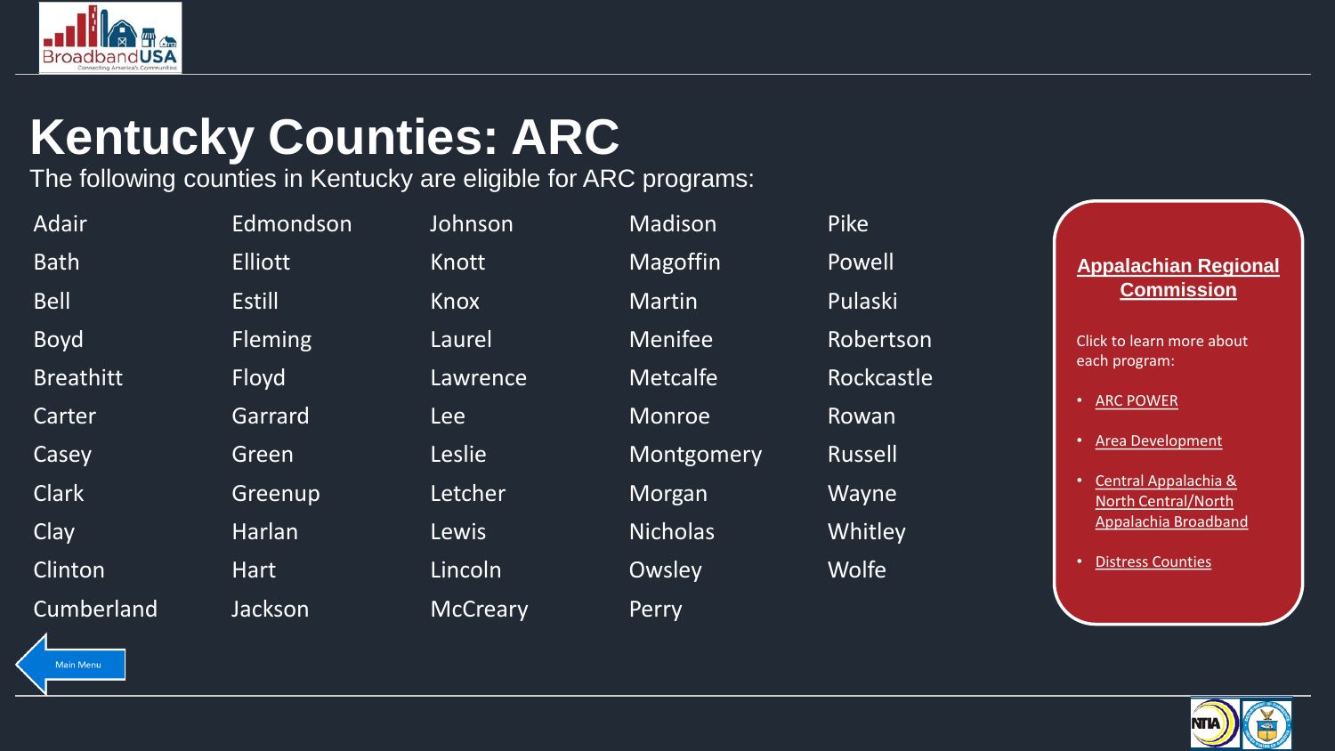# Kentucky Counties: ARC

The following counties in Kentucky are eligible for ARC programs:

| | | | | |
|---|---|---|---|---|
| Adair | Edmondson | Johnson | Madison | Pike |
| Bath | Elliott | Knott | Magoffin | Powell |
| Bell | Estill | Knox | Martin | Pulaski |
| Boyd | Fleming | Laurel | Menifee | Robertson |
| Breathitt | Floyd | Lawrence | Metcalfe | Rockcastle |
| Carter | Garrard | Lee | Monroe | Rowan |
| Casey | Green | Leslie | Montgomery | Russell |
| Clark | Greenup | Letcher | Morgan | Wayne |
| Clay | Harlan | Lewis | Nicholas | Whitley |
| Clinton | Hart | Lincoln | Owsley | Wolfe |
| Cumberland | Jackson | McCreary | Perry | |

**Appalachian Regional Commission**

Click to learn more about each program:

- ARC POWER
- Area Development
- Central Appalachia & North Central/North Appalachia Broadband
- Distress Counties

Main Menu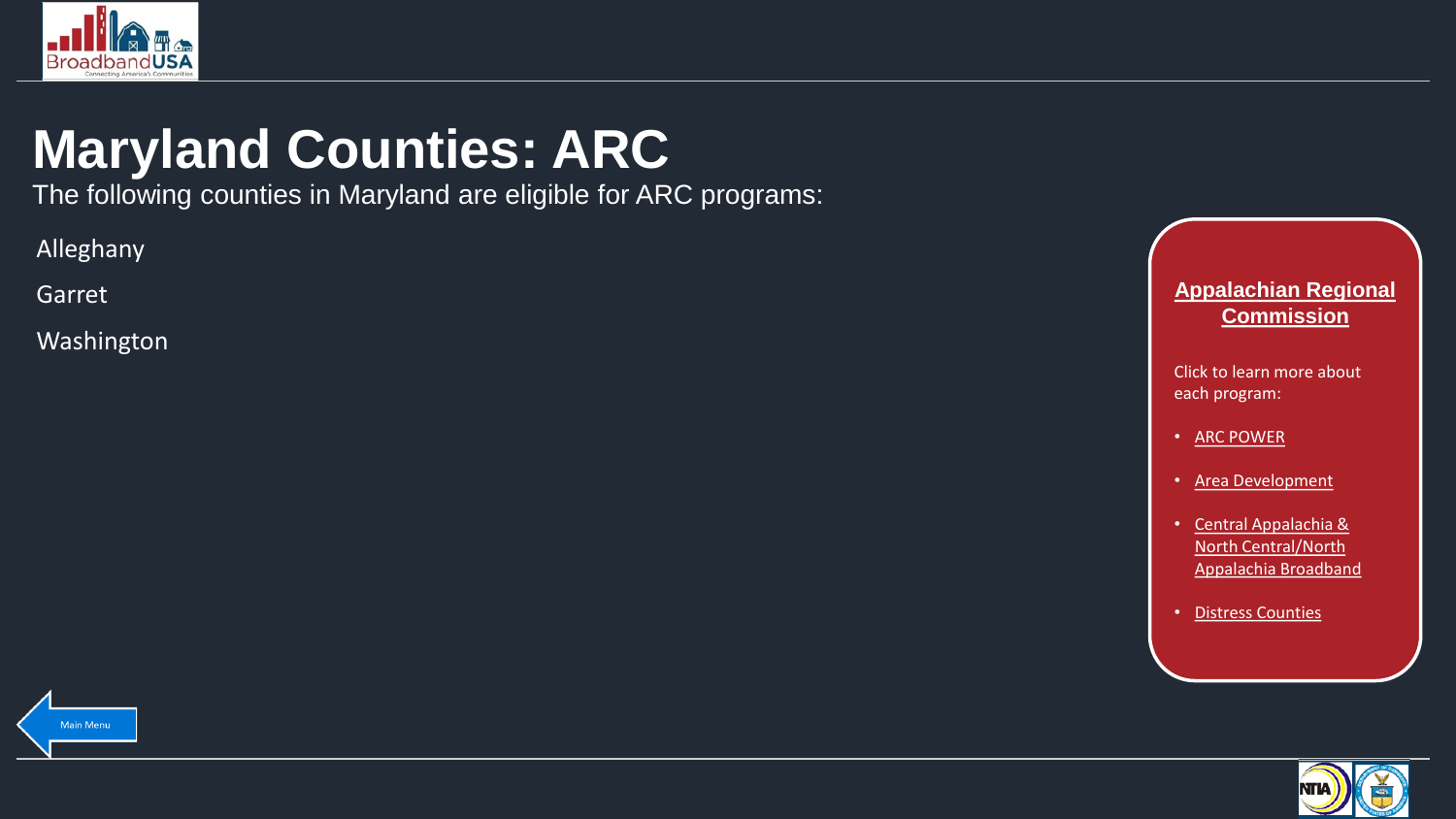# Maryland Counties: ARC

The following counties in Maryland are eligible for ARC programs:

Alleghany

Garret

Washington

## Appalachian Regional Commission

Click to learn more about each program:

- ARC POWER
- Area Development
- Central Appalachia & North Central/North Appalachia Broadband
- Distress Counties

Main Menu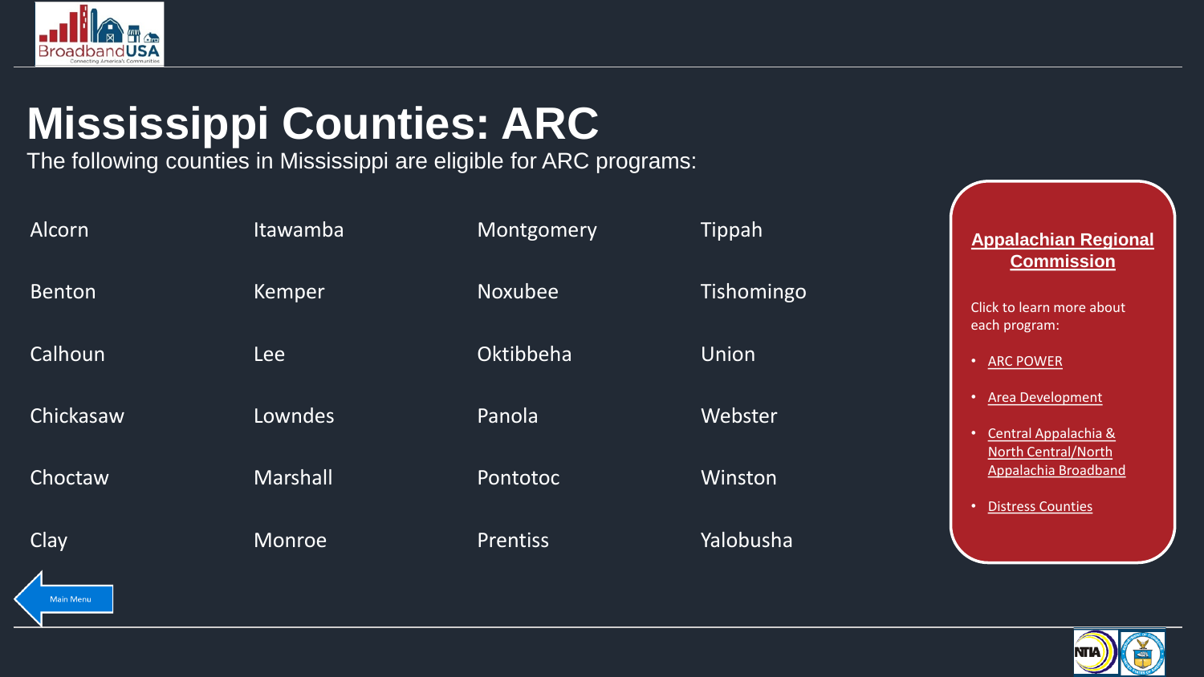# Mississippi Counties: ARC

The following counties in Mississippi are eligible for ARC programs:

| | | | |
|---|---|---|---|
| Alcorn | Itawamba | Montgomery | Tippah |
| Benton | Kemper | Noxubee | Tishomingo |
| Calhoun | Lee | Oktibbeha | Union |
| Chickasaw | Lowndes | Panola | Webster |
| Choctaw | Marshall | Pontotoc | Winston |
| Clay | Monroe | Prentiss | Yalobusha |

## Appalachian Regional Commission

Click to learn more about each program:

- ARC POWER
- Area Development
- Central Appalachia & North Central/North Appalachia Broadband
- Distress Counties

Main Menu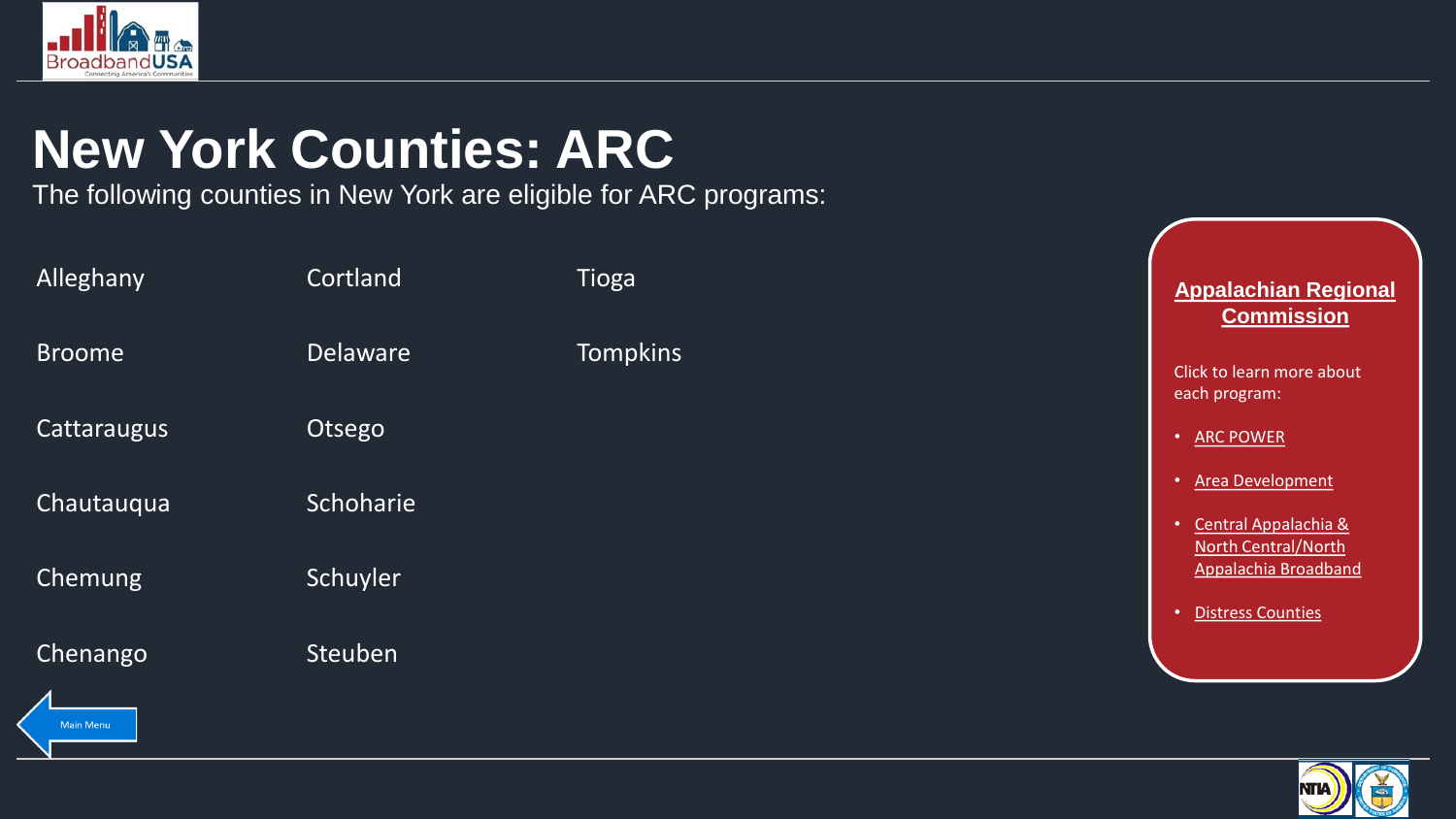# New York Counties: ARC

The following counties in New York are eligible for ARC programs:

- Alleghany
- Broome
- Cattaraugus
- Chautauqua
- Chemung
- Chenango
- Cortland
- Delaware
- Otsego
- Schoharie
- Schuyler
- Steuben
- Tioga
- Tompkins

**Appalachian Regional Commission**

Click to learn more about each program:

- ARC POWER
- Area Development
- Central Appalachia & North Central/North Appalachia Broadband
- Distress Counties

Main Menu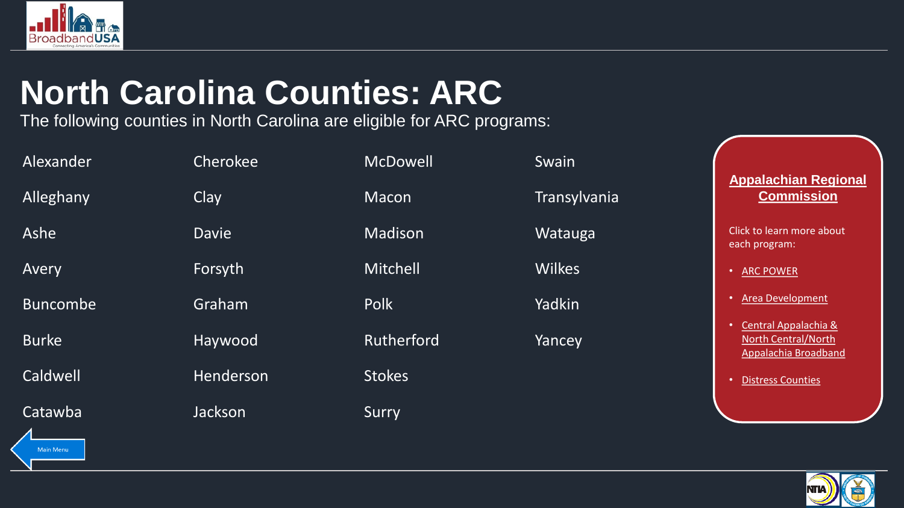# North Carolina Counties: ARC

The following counties in North Carolina are eligible for ARC programs:

| | | | |
|---|---|---|---|
| Alexander | Cherokee | McDowell | Swain |
| Alleghany | Clay | Macon | Transylvania |
| Ashe | Davie | Madison | Watauga |
| Avery | Forsyth | Mitchell | Wilkes |
| Buncombe | Graham | Polk | Yadkin |
| Burke | Haywood | Rutherford | Yancey |
| Caldwell | Henderson | Stokes | |
| Catawba | Jackson | Surry | |

**Appalachian Regional Commission**

Click to learn more about each program:

- ARC POWER
- Area Development
- Central Appalachia & North Central/North Appalachia Broadband
- Distress Counties

Main Menu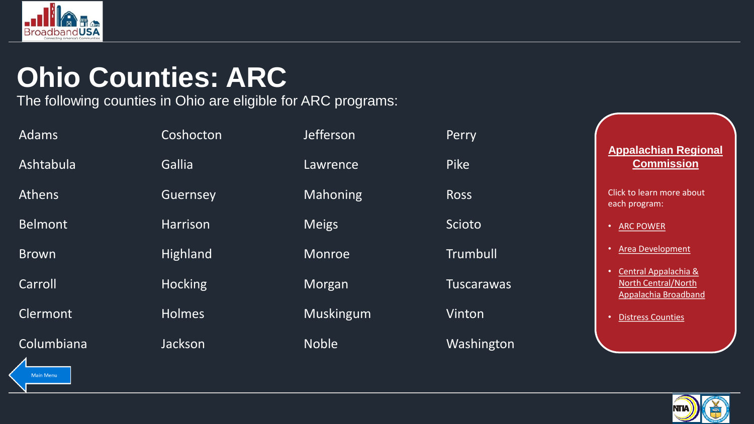# Ohio Counties: ARC

The following counties in Ohio are eligible for ARC programs:

| | | | |
|---|---|---|---|
| Adams | Coshocton | Jefferson | Perry |
| Ashtabula | Gallia | Lawrence | Pike |
| Athens | Guernsey | Mahoning | Ross |
| Belmont | Harrison | Meigs | Scioto |
| Brown | Highland | Monroe | Trumbull |
| Carroll | Hocking | Morgan | Tuscarawas |
| Clermont | Holmes | Muskingum | Vinton |
| Columbiana | Jackson | Noble | Washington |

**Appalachian Regional Commission**

Click to learn more about each program:

- ARC POWER
- Area Development
- Central Appalachia & North Central/North Appalachia Broadband
- Distress Counties

Main Menu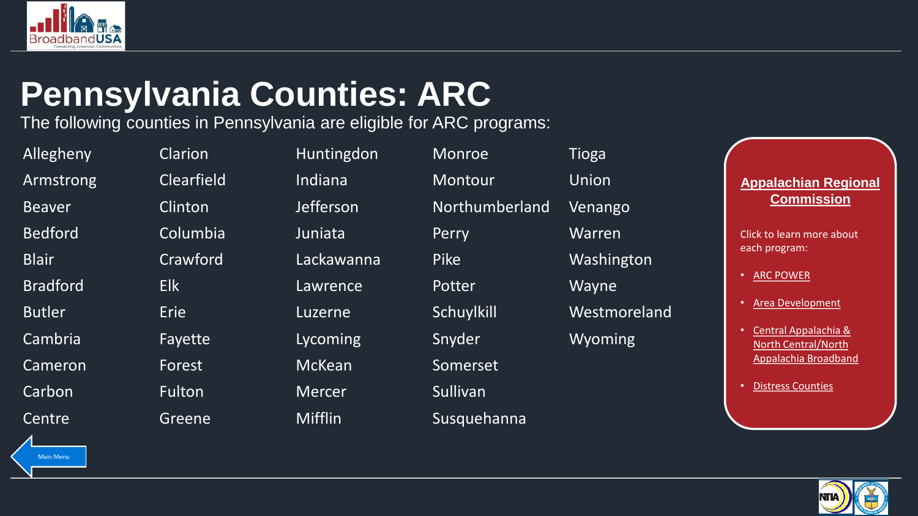# Pennsylvania Counties: ARC

The following counties in Pennsylvania are eligible for ARC programs:

| | | | | |
|---|---|---|---|---|
| Allegheny | Clarion | Huntingdon | Monroe | Tioga |
| Armstrong | Clearfield | Indiana | Montour | Union |
| Beaver | Clinton | Jefferson | Northumberland | Venango |
| Bedford | Columbia | Juniata | Perry | Warren |
| Blair | Crawford | Lackawanna | Pike | Washington |
| Bradford | Elk | Lawrence | Potter | Wayne |
| Butler | Erie | Luzerne | Schuylkill | Westmoreland |
| Cambria | Fayette | Lycoming | Snyder | Wyoming |
| Cameron | Forest | McKean | Somerset | |
| Carbon | Fulton | Mercer | Sullivan | |
| Centre | Greene | Mifflin | Susquehanna | |

**Appalachian Regional Commission**

Click to learn more about each program:

- ARC POWER
- Area Development
- Central Appalachia & North Central/North Appalachia Broadband
- Distress Counties

Main Menu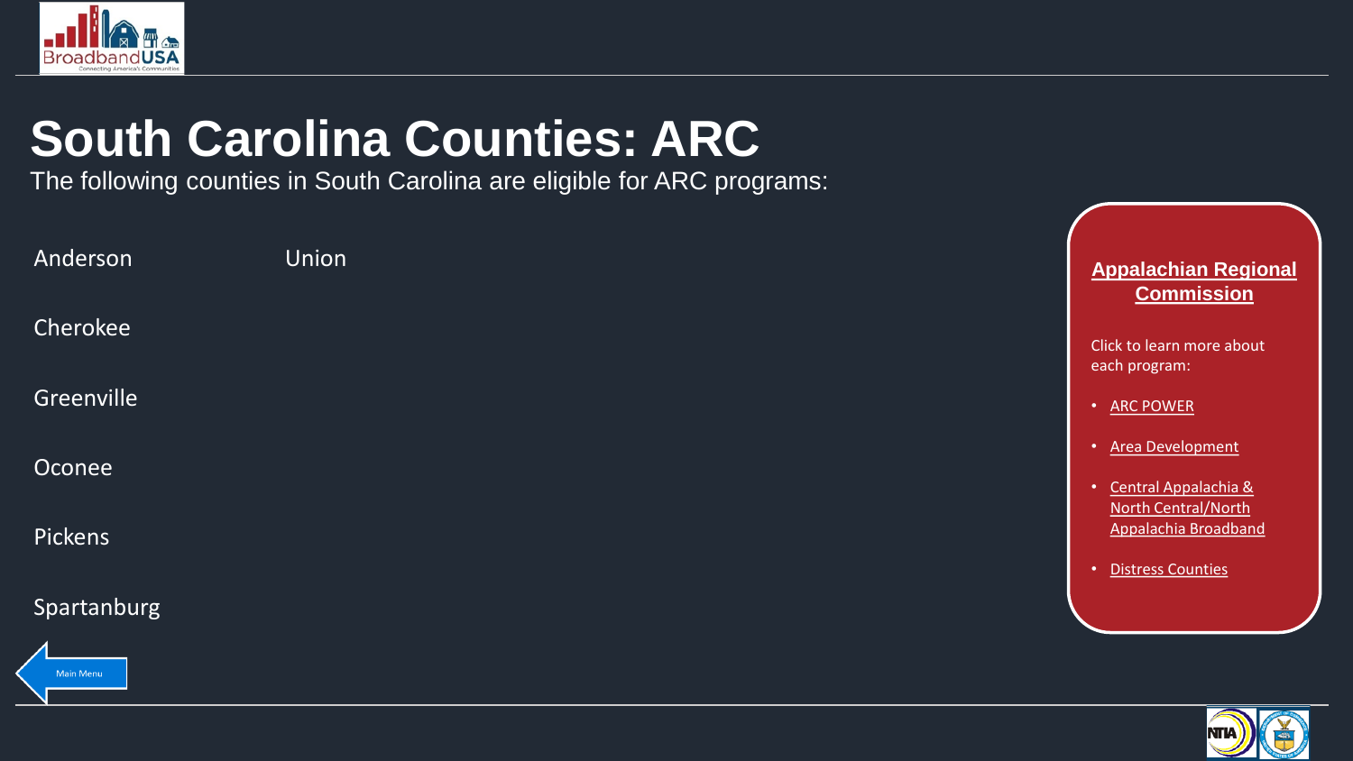# South Carolina Counties: ARC

The following counties in South Carolina are eligible for ARC programs:

- Anderson
- Cherokee
- Greenville
- Oconee
- Pickens
- Spartanburg
- Union

**Appalachian Regional Commission**

Click to learn more about each program:

- ARC POWER
- Area Development
- Central Appalachia & North Central/North Appalachia Broadband
- Distress Counties

Main Menu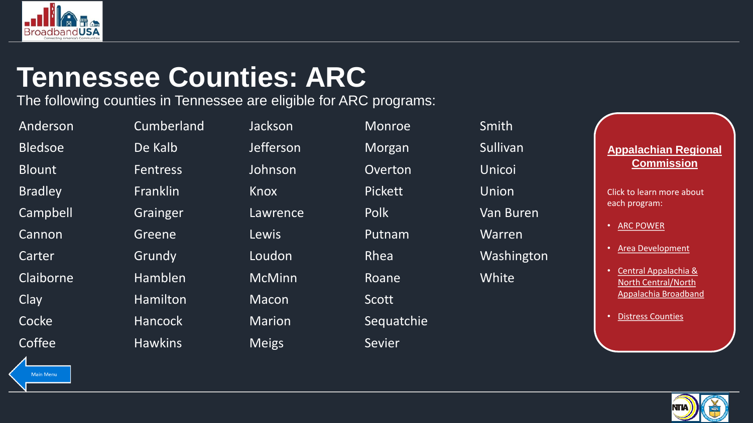# Tennessee Counties: ARC

The following counties in Tennessee are eligible for ARC programs:

| | | | | |
|---|---|---|---|---|
| Anderson | Cumberland | Jackson | Monroe | Smith |
| Bledsoe | De Kalb | Jefferson | Morgan | Sullivan |
| Blount | Fentress | Johnson | Overton | Unicoi |
| Bradley | Franklin | Knox | Pickett | Union |
| Campbell | Grainger | Lawrence | Polk | Van Buren |
| Cannon | Greene | Lewis | Putnam | Warren |
| Carter | Grundy | Loudon | Rhea | Washington |
| Claiborne | Hamblen | McMinn | Roane | White |
| Clay | Hamilton | Macon | Scott | |
| Cocke | Hancock | Marion | Sequatchie | |
| Coffee | Hawkins | Meigs | Sevier | |

**Appalachian Regional Commission**

Click to learn more about each program:

- ARC POWER
- Area Development
- Central Appalachia & North Central/North Appalachia Broadband
- Distress Counties

Main Menu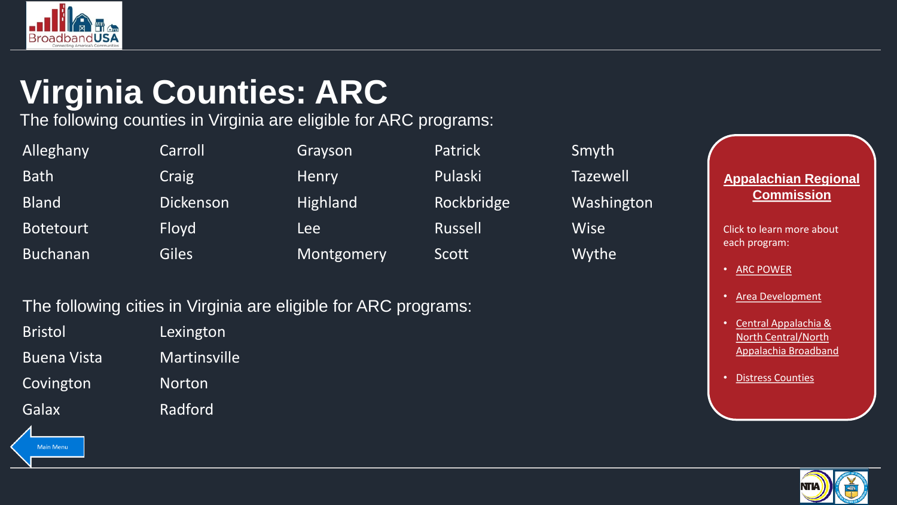# Virginia Counties: ARC

The following counties in Virginia are eligible for ARC programs:

| | | | | |
|---|---|---|---|---|
| Alleghany | Carroll | Grayson | Patrick | Smyth |
| Bath | Craig | Henry | Pulaski | Tazewell |
| Bland | Dickenson | Highland | Rockbridge | Washington |
| Botetourt | Floyd | Lee | Russell | Wise |
| Buchanan | Giles | Montgomery | Scott | Wythe |

The following cities in Virginia are eligible for ARC programs:

| | |
|---|---|
| Bristol | Lexington |
| Buena Vista | Martinsville |
| Covington | Norton |
| Galax | Radford |

**Appalachian Regional Commission**

Click to learn more about each program:

- ARC POWER
- Area Development
- Central Appalachia & North Central/North Appalachia Broadband
- Distress Counties

Main Menu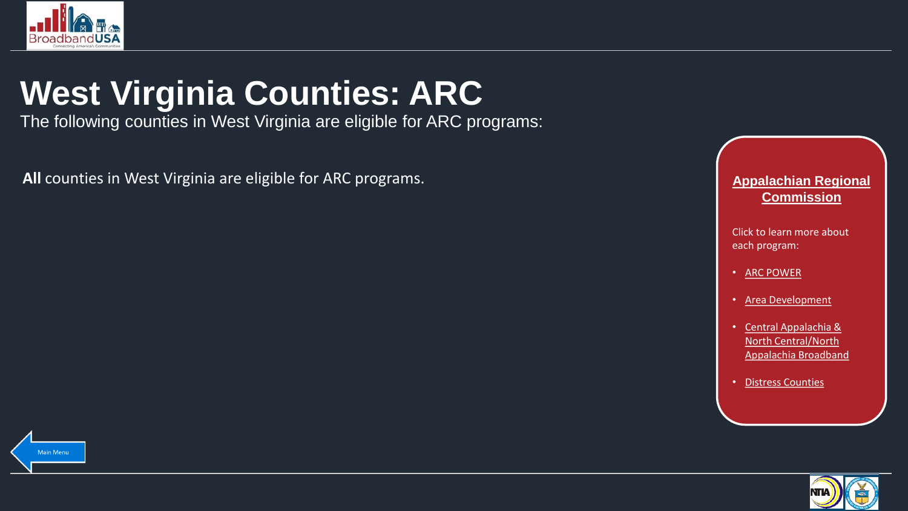# West Virginia Counties: ARC

The following counties in West Virginia are eligible for ARC programs:

**All** counties in West Virginia are eligible for ARC programs.

## Appalachian Regional Commission

Click to learn more about each program:

- ARC POWER
- Area Development
- Central Appalachia & North Central/North Appalachia Broadband
- Distress Counties

Main Menu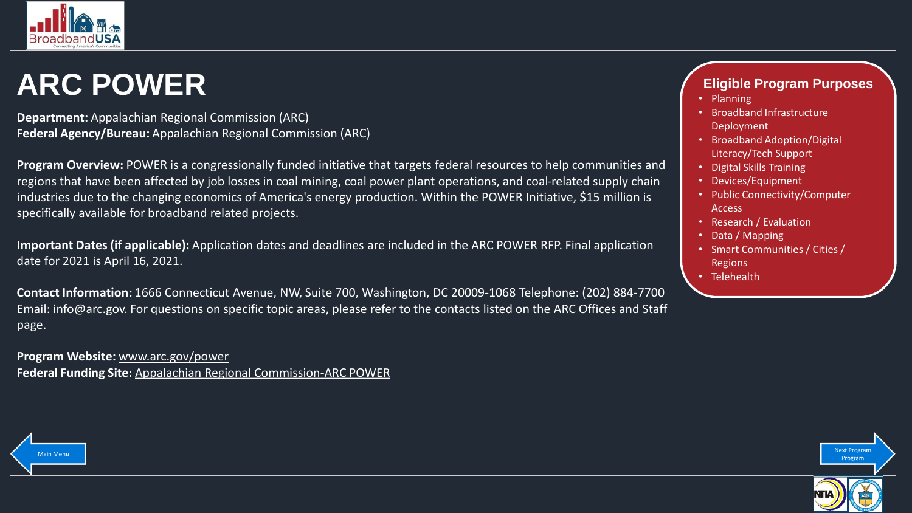# ARC POWER

**Department:** Appalachian Regional Commission (ARC)
**Federal Agency/Bureau:** Appalachian Regional Commission (ARC)

**Program Overview:** POWER is a congressionally funded initiative that targets federal resources to help communities and regions that have been affected by job losses in coal mining, coal power plant operations, and coal-related supply chain industries due to the changing economics of America's energy production. Within the POWER Initiative, $15 million is specifically available for broadband related projects.

**Important Dates (if applicable):** Application dates and deadlines are included in the ARC POWER RFP. Final application date for 2021 is April 16, 2021.

**Contact Information:** 1666 Connecticut Avenue, NW, Suite 700, Washington, DC 20009-1068 Telephone: (202) 884-7700 Email: info@arc.gov. For questions on specific topic areas, please refer to the contacts listed on the ARC Offices and Staff page.

**Program Website:** www.arc.gov/power
**Federal Funding Site:** Appalachian Regional Commission-ARC POWER

## Eligible Program Purposes

- Planning
- Broadband Infrastructure Deployment
- Broadband Adoption/Digital Literacy/Tech Support
- Digital Skills Training
- Devices/Equipment
- Public Connectivity/Computer Access
- Research / Evaluation
- Data / Mapping
- Smart Communities / Cities / Regions
- Telehealth

Main Menu

Next Program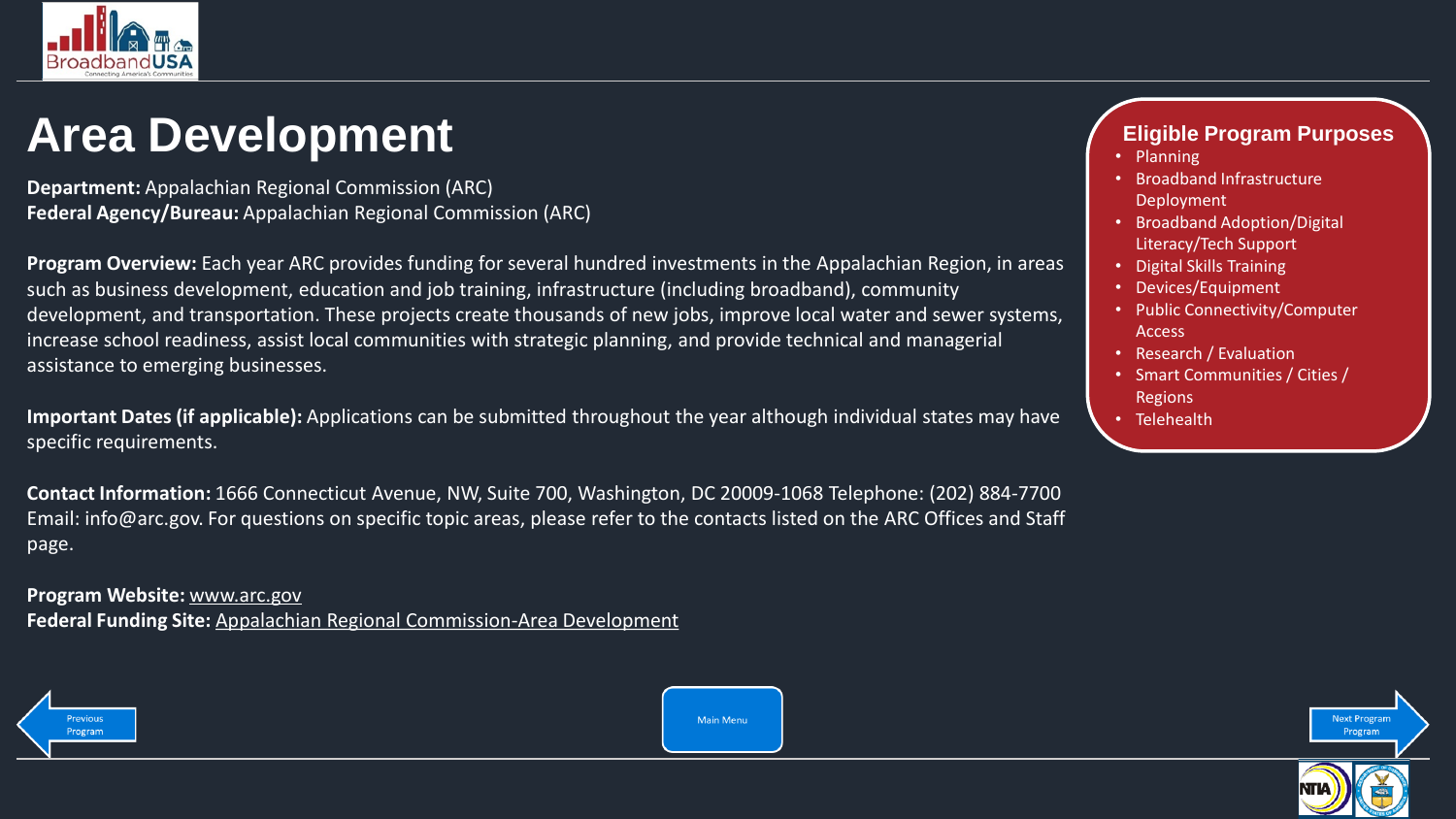# Area Development

**Department:** Appalachian Regional Commission (ARC)
**Federal Agency/Bureau:** Appalachian Regional Commission (ARC)

**Program Overview:** Each year ARC provides funding for several hundred investments in the Appalachian Region, in areas such as business development, education and job training, infrastructure (including broadband), community development, and transportation. These projects create thousands of new jobs, improve local water and sewer systems, increase school readiness, assist local communities with strategic planning, and provide technical and managerial assistance to emerging businesses.

**Important Dates (if applicable):** Applications can be submitted throughout the year although individual states may have specific requirements.

**Contact Information:** 1666 Connecticut Avenue, NW, Suite 700, Washington, DC 20009-1068 Telephone: (202) 884-7700 Email: info@arc.gov. For questions on specific topic areas, please refer to the contacts listed on the ARC Offices and Staff page.

**Program Website:** www.arc.gov
**Federal Funding Site:** Appalachian Regional Commission-Area Development

## Eligible Program Purposes

- Planning
- Broadband Infrastructure Deployment
- Broadband Adoption/Digital Literacy/Tech Support
- Digital Skills Training
- Devices/Equipment
- Public Connectivity/Computer Access
- Research / Evaluation
- Smart Communities / Cities / Regions
- Telehealth

Previous Program | Main Menu | Next Program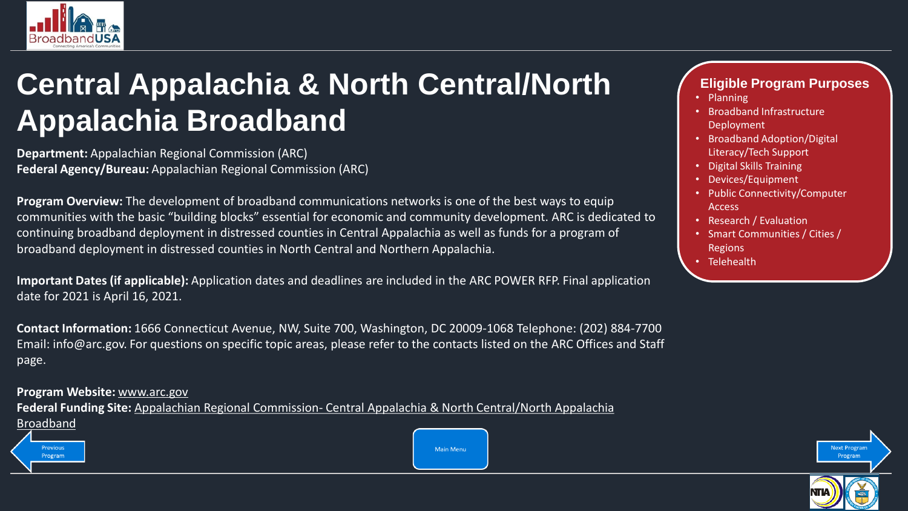# Central Appalachia & North Central/North Appalachia Broadband

**Department:** Appalachian Regional Commission (ARC)
**Federal Agency/Bureau:** Appalachian Regional Commission (ARC)

**Program Overview:** The development of broadband communications networks is one of the best ways to equip communities with the basic "building blocks" essential for economic and community development. ARC is dedicated to continuing broadband deployment in distressed counties in Central Appalachia as well as funds for a program of broadband deployment in distressed counties in North Central and Northern Appalachia.

**Important Dates (if applicable):** Application dates and deadlines are included in the ARC POWER RFP. Final application date for 2021 is April 16, 2021.

**Contact Information:** 1666 Connecticut Avenue, NW, Suite 700, Washington, DC 20009-1068 Telephone: (202) 884-7700 Email: info@arc.gov. For questions on specific topic areas, please refer to the contacts listed on the ARC Offices and Staff page.

**Program Website:** www.arc.gov
**Federal Funding Site:** Appalachian Regional Commission- Central Appalachia & North Central/North Appalachia Broadband

## Eligible Program Purposes

- Planning
- Broadband Infrastructure Deployment
- Broadband Adoption/Digital Literacy/Tech Support
- Digital Skills Training
- Devices/Equipment
- Public Connectivity/Computer Access
- Research / Evaluation
- Smart Communities / Cities / Regions
- Telehealth

Previous Program | Main Menu | Next Program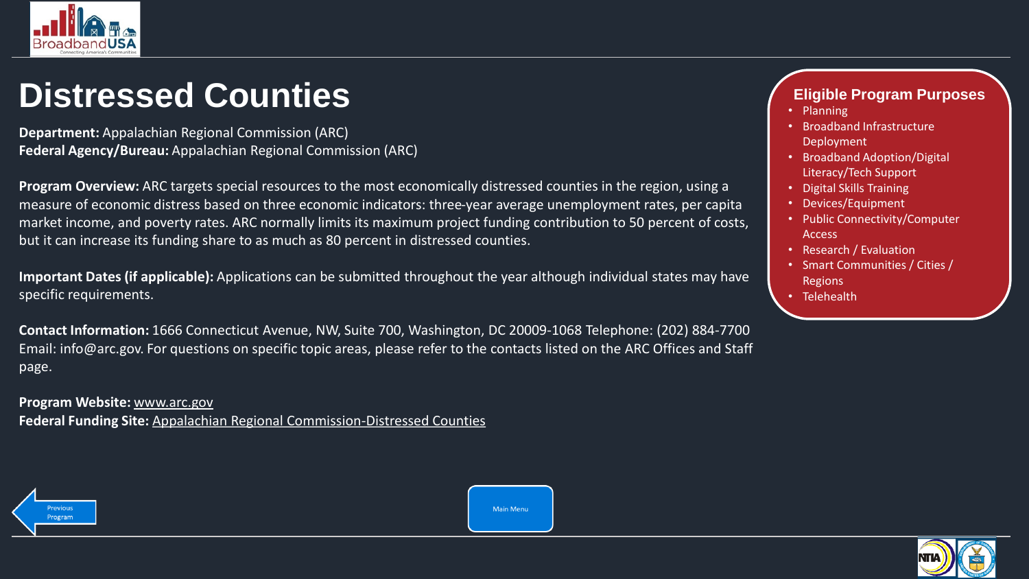# Distressed Counties

**Department:** Appalachian Regional Commission (ARC)
**Federal Agency/Bureau:** Appalachian Regional Commission (ARC)

**Program Overview:** ARC targets special resources to the most economically distressed counties in the region, using a measure of economic distress based on three economic indicators: three-year average unemployment rates, per capita market income, and poverty rates. ARC normally limits its maximum project funding contribution to 50 percent of costs, but it can increase its funding share to as much as 80 percent in distressed counties.

**Important Dates (if applicable):** Applications can be submitted throughout the year although individual states may have specific requirements.

**Contact Information:** 1666 Connecticut Avenue, NW, Suite 700, Washington, DC 20009-1068 Telephone: (202) 884-7700 Email: info@arc.gov. For questions on specific topic areas, please refer to the contacts listed on the ARC Offices and Staff page.

**Program Website:** www.arc.gov
**Federal Funding Site:** Appalachian Regional Commission-Distressed Counties

## Eligible Program Purposes

- Planning
- Broadband Infrastructure Deployment
- Broadband Adoption/Digital Literacy/Tech Support
- Digital Skills Training
- Devices/Equipment
- Public Connectivity/Computer Access
- Research / Evaluation
- Smart Communities / Cities / Regions
- Telehealth

Previous Program

Main Menu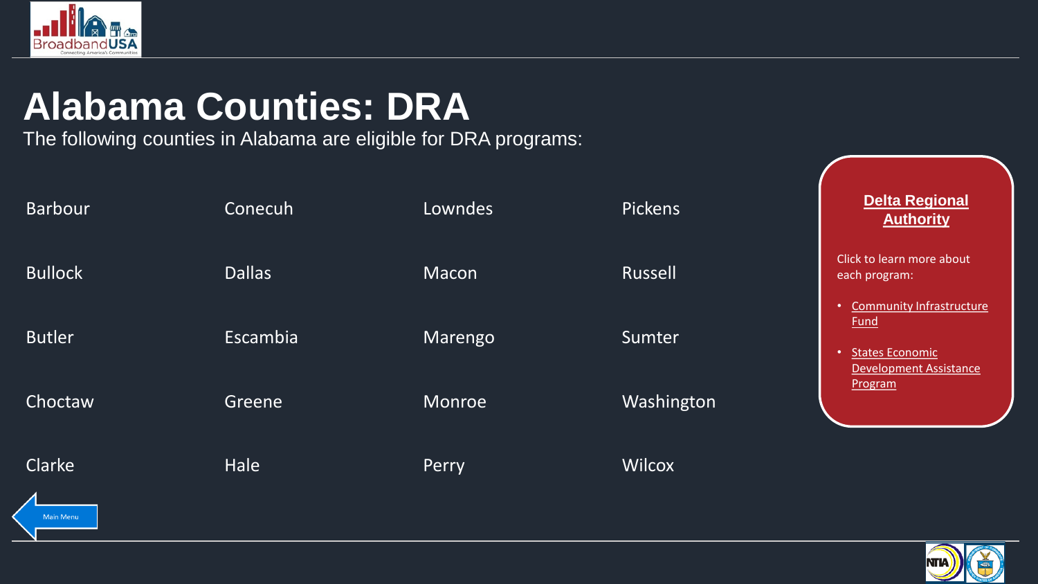# Alabama Counties: DRA

The following counties in Alabama are eligible for DRA programs:

| | | | |
|---|---|---|---|
| Barbour | Conecuh | Lowndes | Pickens |
| Bullock | Dallas | Macon | Russell |
| Butler | Escambia | Marengo | Sumter |
| Choctaw | Greene | Monroe | Washington |
| Clarke | Hale | Perry | Wilcox |

## Delta Regional Authority

Click to learn more about each program:

- Community Infrastructure Fund
- States Economic Development Assistance Program

Main Menu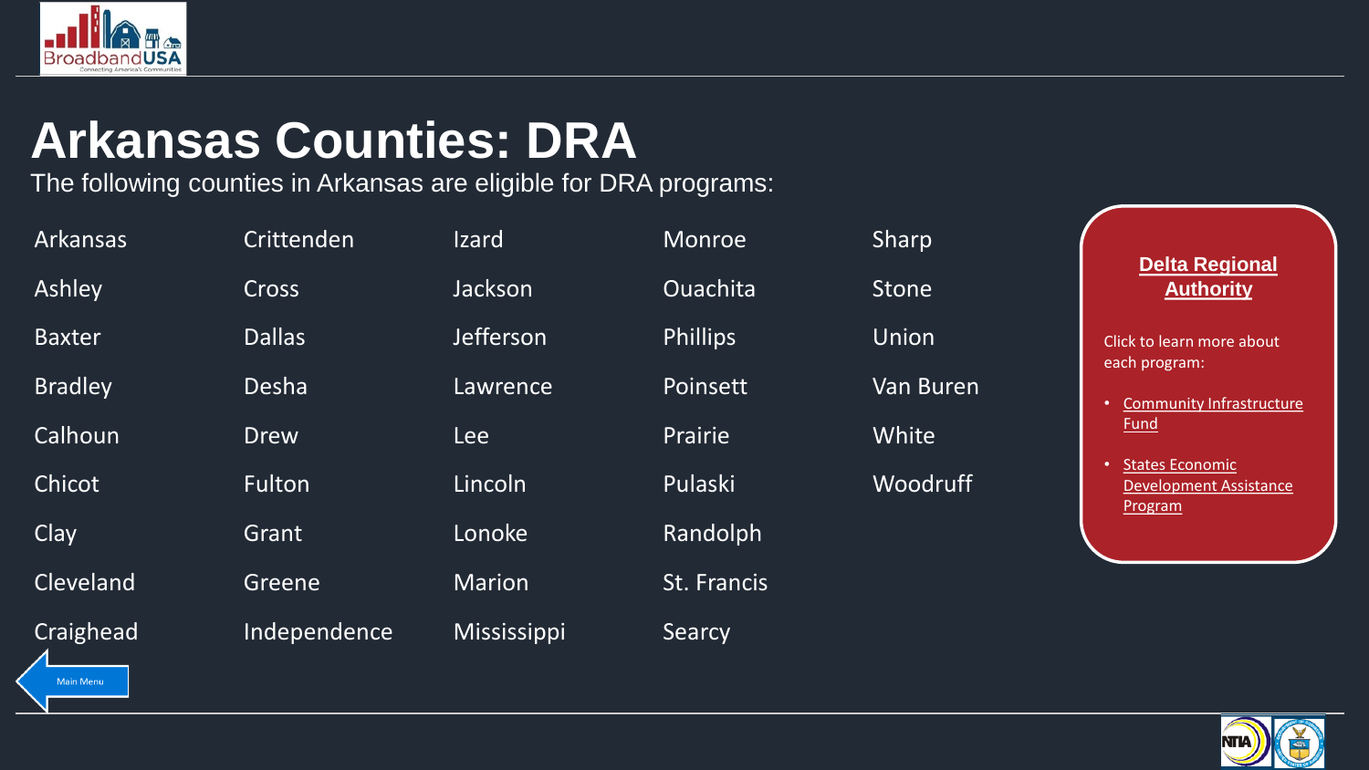# Arkansas Counties: DRA

The following counties in Arkansas are eligible for DRA programs:

| | | | | |
|---|---|---|---|---|
| Arkansas | Crittenden | Izard | Monroe | Sharp |
| Ashley | Cross | Jackson | Ouachita | Stone |
| Baxter | Dallas | Jefferson | Phillips | Union |
| Bradley | Desha | Lawrence | Poinsett | Van Buren |
| Calhoun | Drew | Lee | Prairie | White |
| Chicot | Fulton | Lincoln | Pulaski | Woodruff |
| Clay | Grant | Lonoke | Randolph | |
| Cleveland | Greene | Marion | St. Francis | |
| Craighead | Independence | Mississippi | Searcy | |

**Delta Regional Authority**

Click to learn more about each program:

- Community Infrastructure Fund
- States Economic Development Assistance Program

Main Menu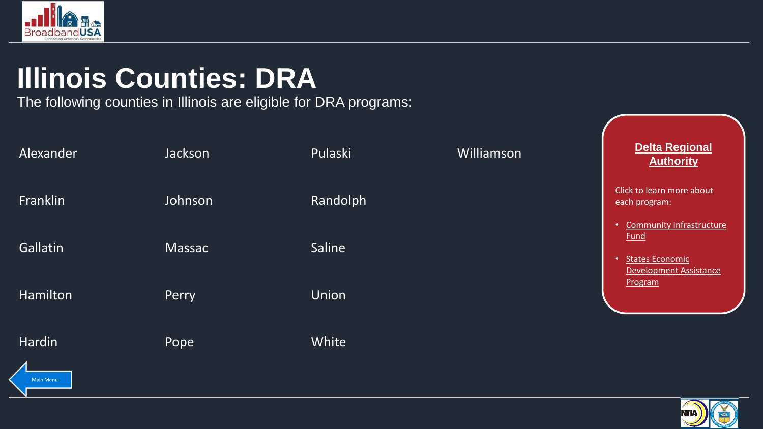# Illinois Counties: DRA

The following counties in Illinois are eligible for DRA programs:

| | | | |
|---|---|---|---|
| Alexander | Jackson | Pulaski | Williamson |
| Franklin | Johnson | Randolph | |
| Gallatin | Massac | Saline | |
| Hamilton | Perry | Union | |
| Hardin | Pope | White | |

**Delta Regional Authority**

Click to learn more about each program:

- Community Infrastructure Fund
- States Economic Development Assistance Program

Main Menu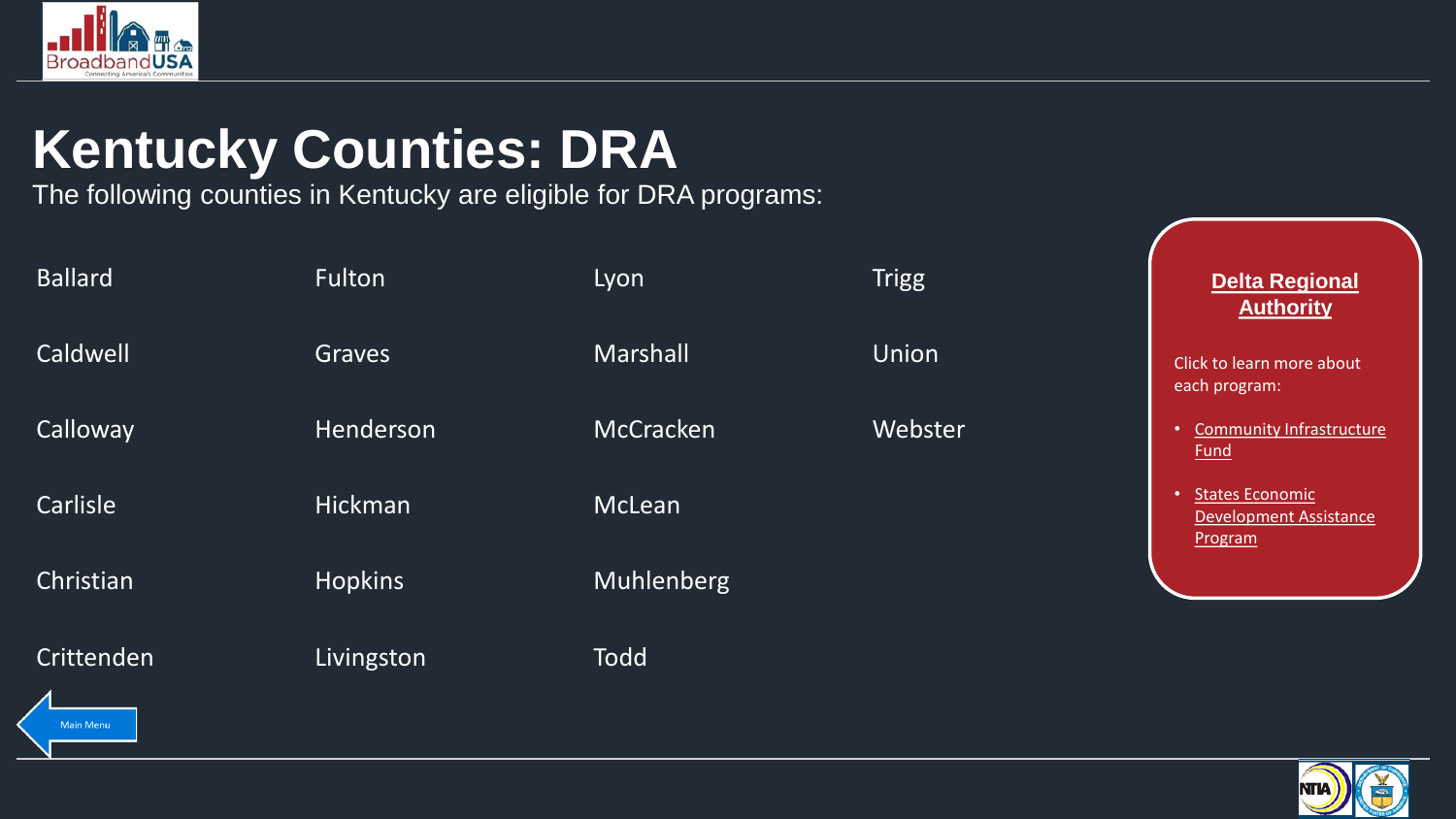# Kentucky Counties: DRA

The following counties in Kentucky are eligible for DRA programs:

| | | | |
|---|---|---|---|
| Ballard | Fulton | Lyon | Trigg |
| Caldwell | Graves | Marshall | Union |
| Calloway | Henderson | McCracken | Webster |
| Carlisle | Hickman | McLean | |
| Christian | Hopkins | Muhlenberg | |
| Crittenden | Livingston | Todd | |

**Delta Regional Authority**

Click to learn more about each program:

- Community Infrastructure Fund
- States Economic Development Assistance Program

Main Menu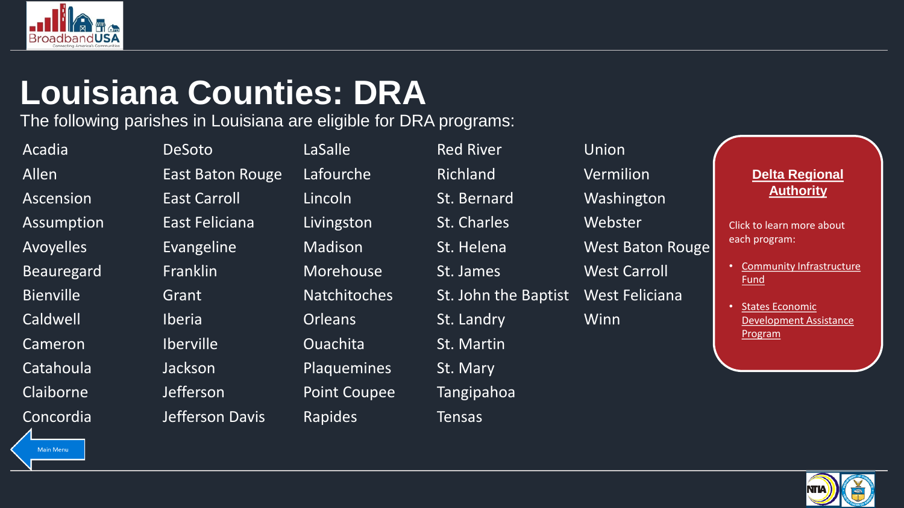# Louisiana Counties: DRA

The following parishes in Louisiana are eligible for DRA programs:

- Acadia
- Allen
- Ascension
- Assumption
- Avoyelles
- Beauregard
- Bienville
- Caldwell
- Cameron
- Catahoula
- Claiborne
- Concordia
- DeSoto
- East Baton Rouge
- East Carroll
- East Feliciana
- Evangeline
- Franklin
- Grant
- Iberia
- Iberville
- Jackson
- Jefferson
- Jefferson Davis
- LaSalle
- Lafourche
- Lincoln
- Livingston
- Madison
- Morehouse
- Natchitoches
- Orleans
- Ouachita
- Plaquemines
- Point Coupee
- Rapides
- Red River
- Richland
- St. Bernard
- St. Charles
- St. Helena
- St. James
- St. John the Baptist
- St. Landry
- St. Martin
- St. Mary
- Tangipahoa
- Tensas
- Union
- Vermilion
- Washington
- Webster
- West Baton Rouge
- West Carroll
- West Feliciana
- Winn

**Delta Regional Authority**

Click to learn more about each program:

- Community Infrastructure Fund
- States Economic Development Assistance Program

Main Menu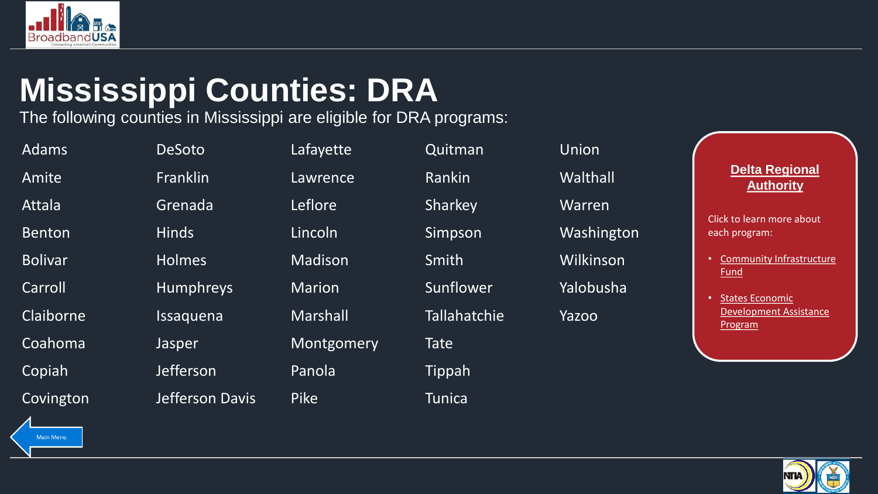# Mississippi Counties: DRA

The following counties in Mississippi are eligible for DRA programs:

- Adams
- Amite
- Attala
- Benton
- Bolivar
- Carroll
- Claiborne
- Coahoma
- Copiah
- Covington
- DeSoto
- Franklin
- Grenada
- Hinds
- Holmes
- Humphreys
- Issaquena
- Jasper
- Jefferson
- Jefferson Davis
- Lafayette
- Lawrence
- Leflore
- Lincoln
- Madison
- Marion
- Marshall
- Montgomery
- Panola
- Pike
- Quitman
- Rankin
- Sharkey
- Simpson
- Smith
- Sunflower
- Tallahatchie
- Tate
- Tippah
- Tunica
- Union
- Walthall
- Warren
- Washington
- Wilkinson
- Yalobusha
- Yazoo

**Delta Regional Authority**

Click to learn more about each program:

- Community Infrastructure Fund
- States Economic Development Assistance Program

Main Menu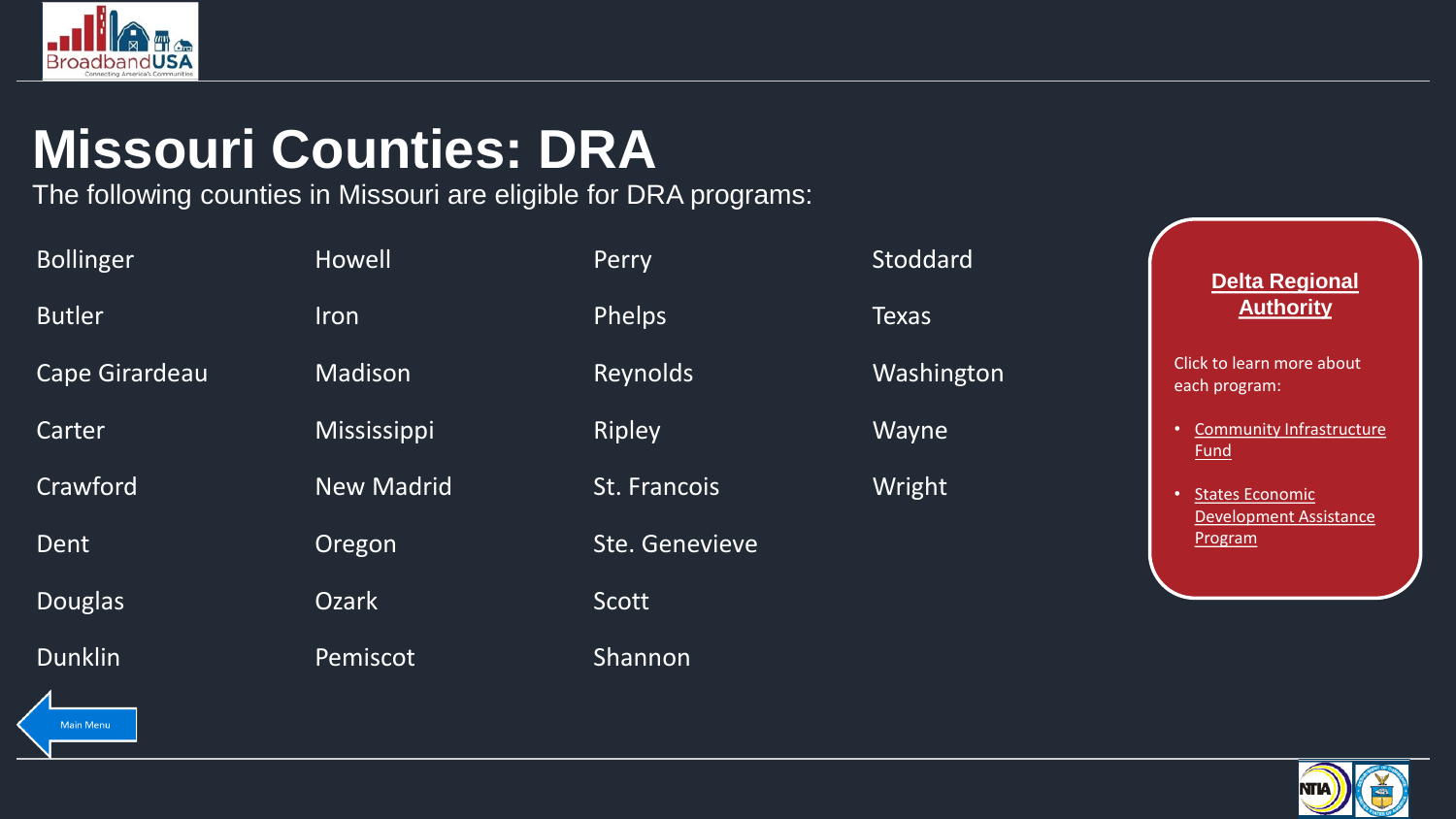# Missouri Counties: DRA

The following counties in Missouri are eligible for DRA programs:

- Bollinger
- Butler
- Cape Girardeau
- Carter
- Crawford
- Dent
- Douglas
- Dunklin
- Howell
- Iron
- Madison
- Mississippi
- New Madrid
- Oregon
- Ozark
- Pemiscot
- Perry
- Phelps
- Reynolds
- Ripley
- St. Francois
- Ste. Genevieve
- Scott
- Shannon
- Stoddard
- Texas
- Washington
- Wayne
- Wright

**Delta Regional Authority**

Click to learn more about each program:

- Community Infrastructure Fund
- States Economic Development Assistance Program

Main Menu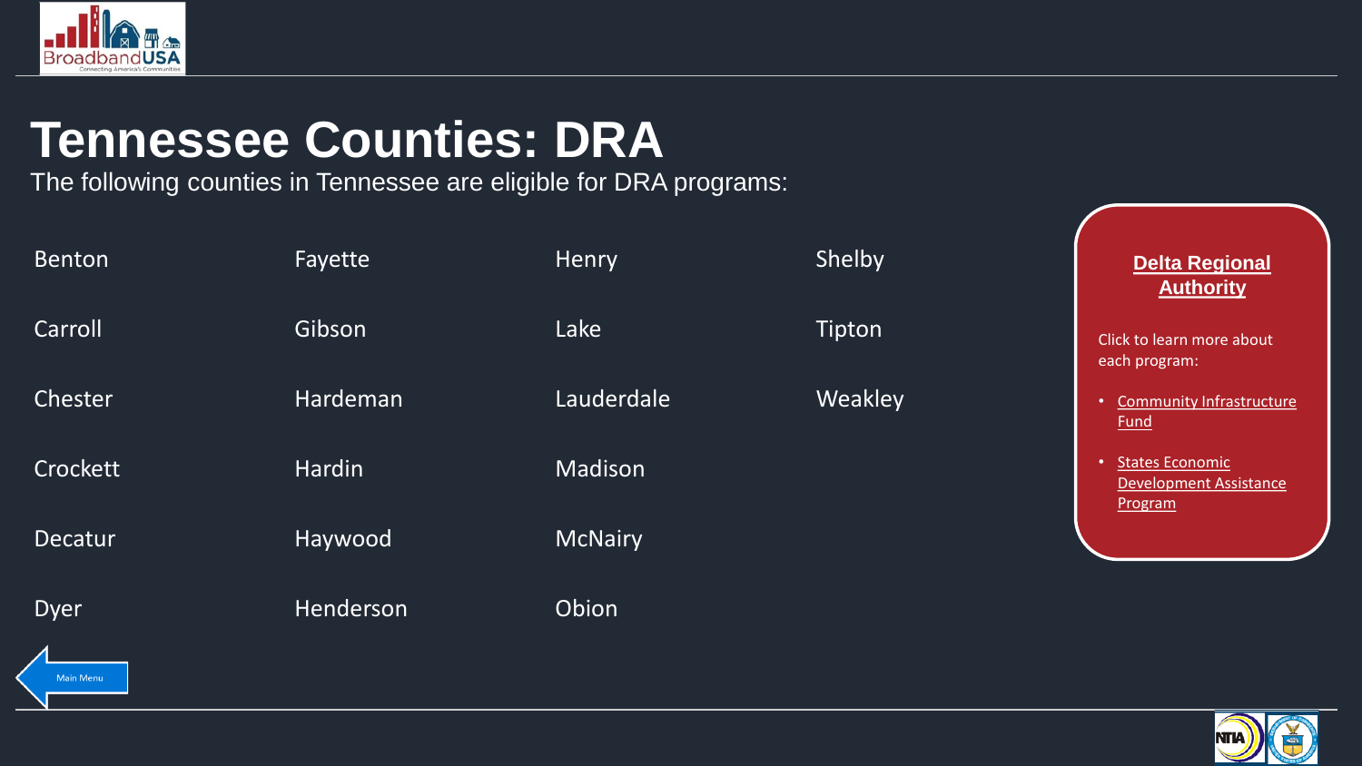# Tennessee Counties: DRA

The following counties in Tennessee are eligible for DRA programs:

| | | | |
|---|---|---|---|
| Benton | Fayette | Henry | Shelby |
| Carroll | Gibson | Lake | Tipton |
| Chester | Hardeman | Lauderdale | Weakley |
| Crockett | Hardin | Madison | |
| Decatur | Haywood | McNairy | |
| Dyer | Henderson | Obion | |

## Delta Regional Authority

Click to learn more about each program:

- Community Infrastructure Fund
- States Economic Development Assistance Program

Main Menu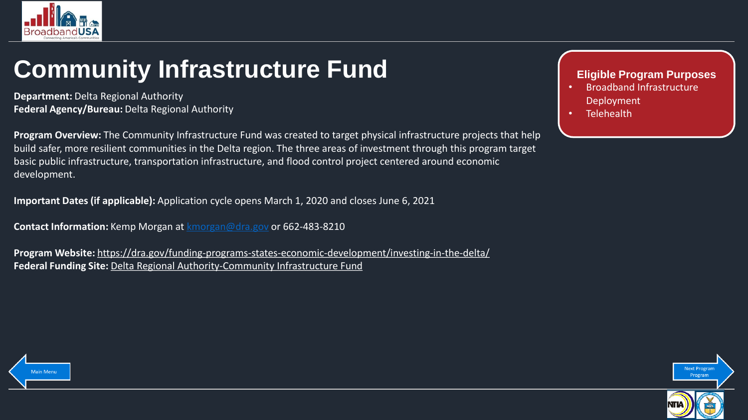# Community Infrastructure Fund

**Department:** Delta Regional Authority
**Federal Agency/Bureau:** Delta Regional Authority

**Program Overview:** The Community Infrastructure Fund was created to target physical infrastructure projects that help build safer, more resilient communities in the Delta region. The three areas of investment through this program target basic public infrastructure, transportation infrastructure, and flood control project centered around economic development.

**Important Dates (if applicable):** Application cycle opens March 1, 2020 and closes June 6, 2021

**Contact Information:** Kemp Morgan at kmorgan@dra.gov or 662-483-8210

**Program Website:** https://dra.gov/funding-programs-states-economic-development/investing-in-the-delta/
**Federal Funding Site:** Delta Regional Authority-Community Infrastructure Fund

### Eligible Program Purposes

- Broadband Infrastructure Deployment
- Telehealth

Main Menu

Next Program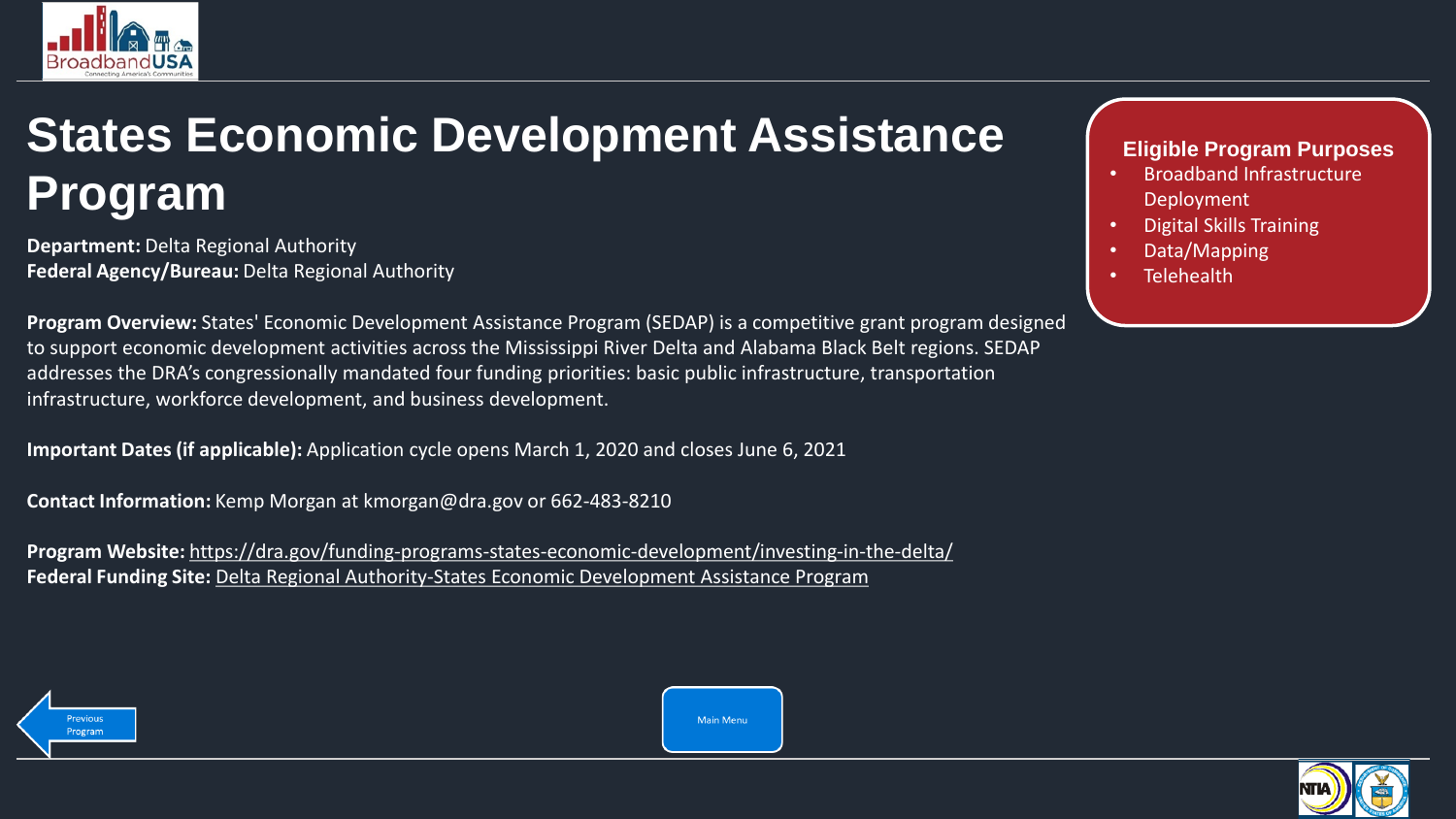# States Economic Development Assistance Program

**Department:** Delta Regional Authority
**Federal Agency/Bureau:** Delta Regional Authority

**Program Overview:** States' Economic Development Assistance Program (SEDAP) is a competitive grant program designed to support economic development activities across the Mississippi River Delta and Alabama Black Belt regions. SEDAP addresses the DRA's congressionally mandated four funding priorities: basic public infrastructure, transportation infrastructure, workforce development, and business development.

**Important Dates (if applicable):** Application cycle opens March 1, 2020 and closes June 6, 2021

**Contact Information:** Kemp Morgan at kmorgan@dra.gov or 662-483-8210

**Program Website:** https://dra.gov/funding-programs-states-economic-development/investing-in-the-delta/
**Federal Funding Site:** Delta Regional Authority-States Economic Development Assistance Program

### Eligible Program Purposes

- Broadband Infrastructure Deployment
- Digital Skills Training
- Data/Mapping
- Telehealth

Previous Program

Main Menu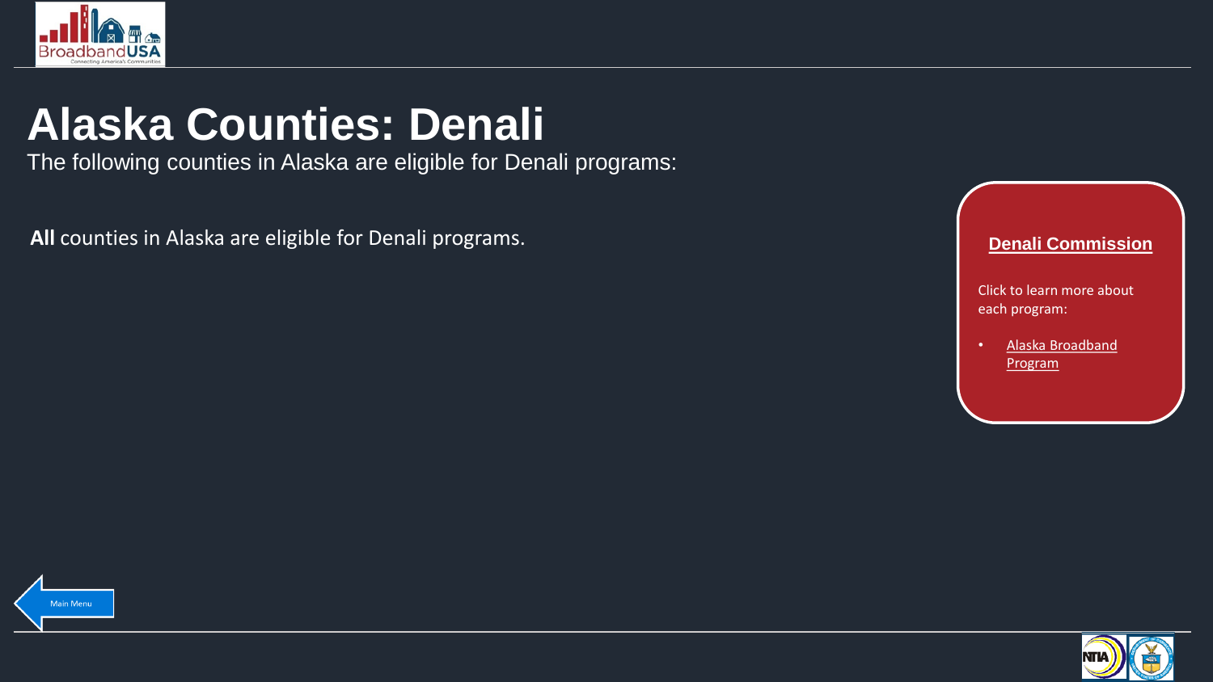# Alaska Counties: Denali

The following counties in Alaska are eligible for Denali programs:

**All** counties in Alaska are eligible for Denali programs.

## Denali Commission

Click to learn more about each program:

- Alaska Broadband Program

Main Menu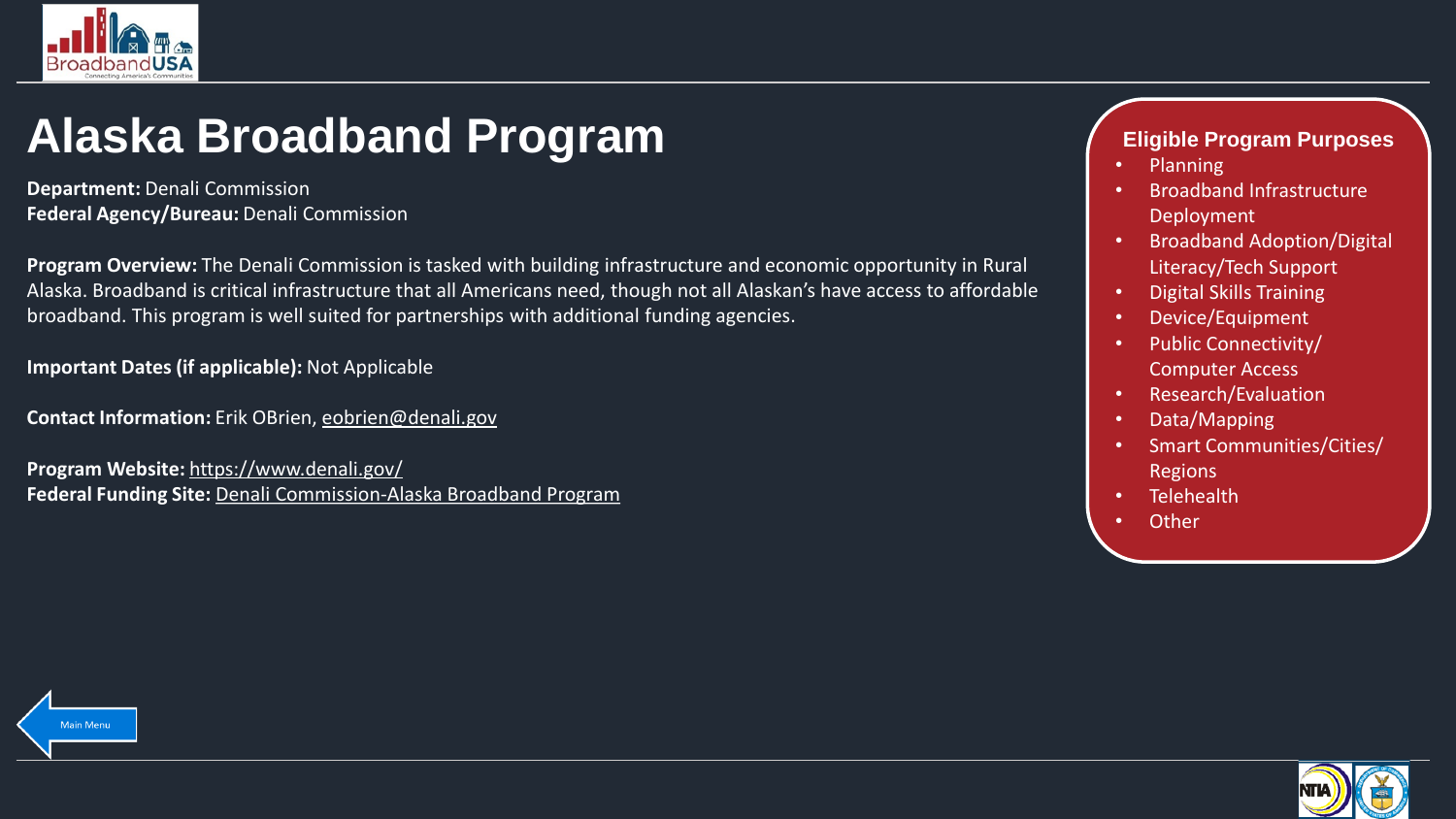# Alaska Broadband Program

**Department:** Denali Commission
**Federal Agency/Bureau:** Denali Commission

**Program Overview:** The Denali Commission is tasked with building infrastructure and economic opportunity in Rural Alaska. Broadband is critical infrastructure that all Americans need, though not all Alaskan's have access to affordable broadband. This program is well suited for partnerships with additional funding agencies.

**Important Dates (if applicable):** Not Applicable

**Contact Information:** Erik OBrien, eobrien@denali.gov

**Program Website:** https://www.denali.gov/
**Federal Funding Site:** Denali Commission-Alaska Broadband Program

## Eligible Program Purposes

- Planning
- Broadband Infrastructure Deployment
- Broadband Adoption/Digital Literacy/Tech Support
- Digital Skills Training
- Device/Equipment
- Public Connectivity/ Computer Access
- Research/Evaluation
- Data/Mapping
- Smart Communities/Cities/ Regions
- Telehealth
- Other

Main Menu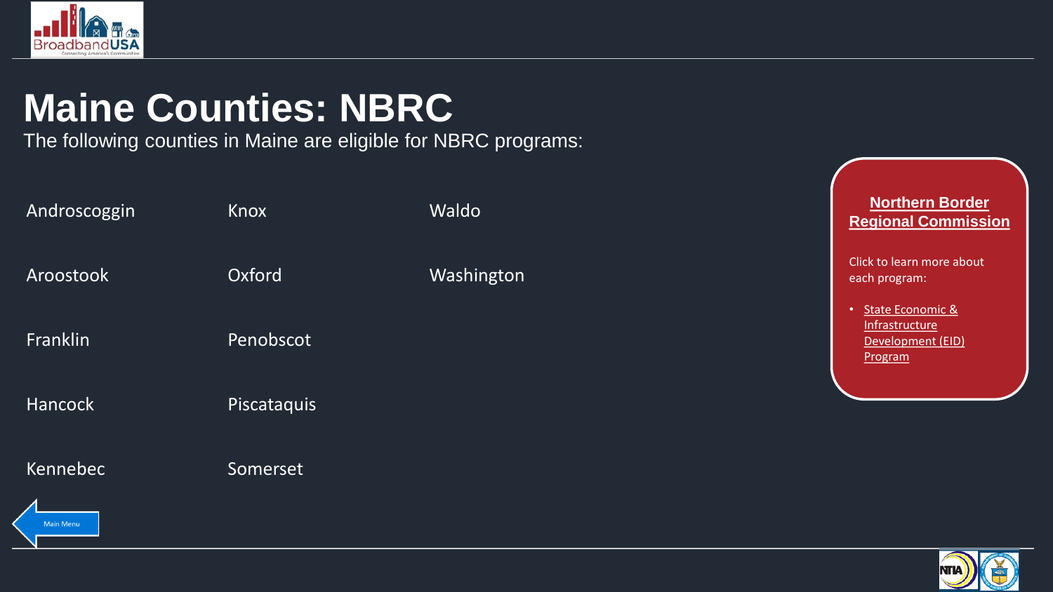# Maine Counties: NBRC

The following counties in Maine are eligible for NBRC programs:

- Androscoggin
- Aroostook
- Franklin
- Hancock
- Kennebec
- Knox
- Oxford
- Penobscot
- Piscataquis
- Somerset
- Waldo
- Washington

**Northern Border Regional Commission**

Click to learn more about each program:

- State Economic & Infrastructure Development (EID) Program

Main Menu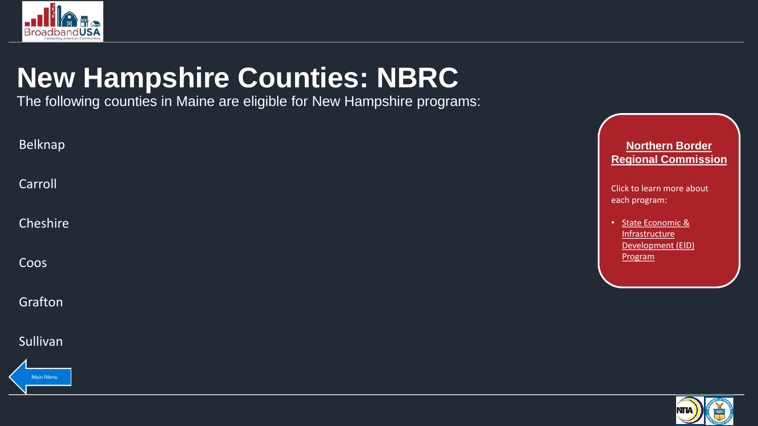# New Hampshire Counties: NBRC

The following counties in Maine are eligible for New Hampshire programs:

Belknap

Carroll

Cheshire

Coos

Grafton

Sullivan

**Northern Border Regional Commission**

Click to learn more about each program:

- State Economic & Infrastructure Development (EID) Program

Main Menu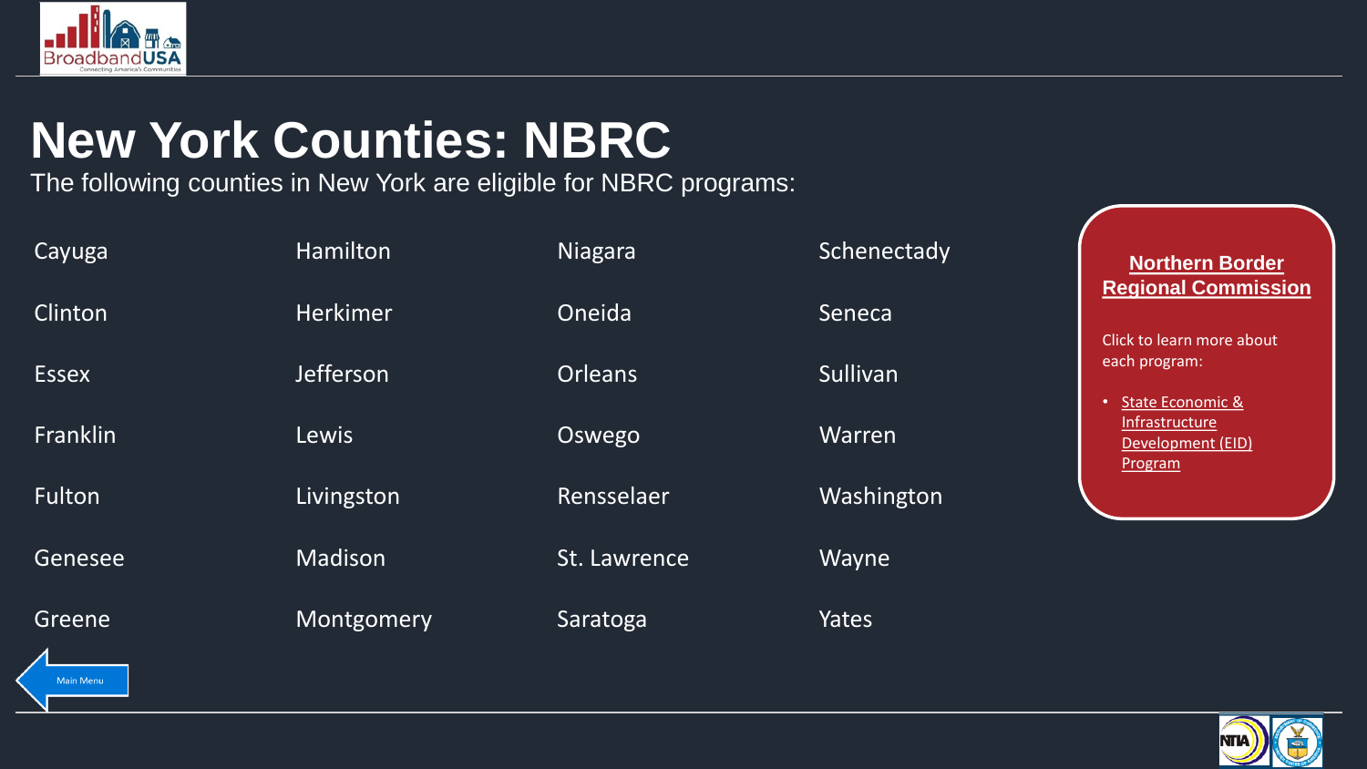# New York Counties: NBRC

The following counties in New York are eligible for NBRC programs:

| | | | |
|---|---|---|---|
| Cayuga | Hamilton | Niagara | Schenectady |
| Clinton | Herkimer | Oneida | Seneca |
| Essex | Jefferson | Orleans | Sullivan |
| Franklin | Lewis | Oswego | Warren |
| Fulton | Livingston | Rensselaer | Washington |
| Genesee | Madison | St. Lawrence | Wayne |
| Greene | Montgomery | Saratoga | Yates |

**Northern Border Regional Commission**

Click to learn more about each program:

- State Economic & Infrastructure Development (EID) Program

Main Menu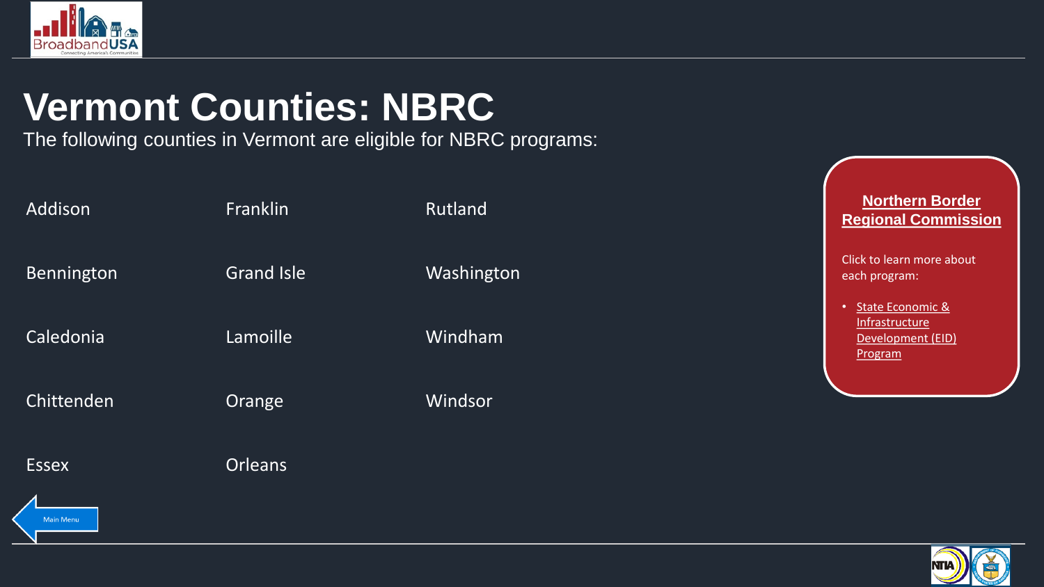# Vermont Counties: NBRC

The following counties in Vermont are eligible for NBRC programs:

- Addison
- Bennington
- Caledonia
- Chittenden
- Essex
- Franklin
- Grand Isle
- Lamoille
- Orange
- Orleans
- Rutland
- Washington
- Windham
- Windsor

## Northern Border Regional Commission

Click to learn more about each program:

- State Economic & Infrastructure Development (EID) Program

Main Menu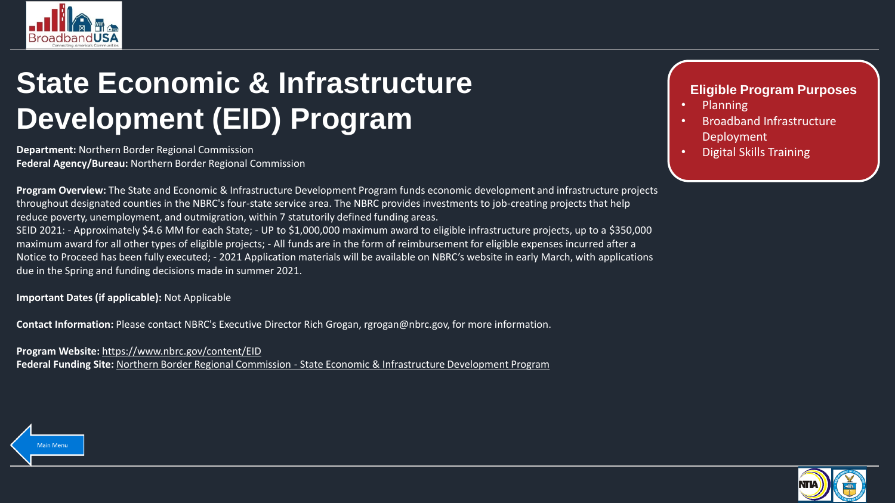# State Economic & Infrastructure Development (EID) Program

**Department:** Northern Border Regional Commission
**Federal Agency/Bureau:** Northern Border Regional Commission

**Program Overview:** The State and Economic & Infrastructure Development Program funds economic development and infrastructure projects throughout designated counties in the NBRC's four-state service area. The NBRC provides investments to job-creating projects that help reduce poverty, unemployment, and outmigration, within 7 statutorily defined funding areas.
SEID 2021: - Approximately $4.6 MM for each State; - UP to $1,000,000 maximum award to eligible infrastructure projects, up to a $350,000 maximum award for all other types of eligible projects; - All funds are in the form of reimbursement for eligible expenses incurred after a Notice to Proceed has been fully executed; - 2021 Application materials will be available on NBRC's website in early March, with applications due in the Spring and funding decisions made in summer 2021.

**Important Dates (if applicable):** Not Applicable

**Contact Information:** Please contact NBRC's Executive Director Rich Grogan, rgrogan@nbrc.gov, for more information.

**Program Website:** https://www.nbrc.gov/content/EID
**Federal Funding Site:** Northern Border Regional Commission - State Economic & Infrastructure Development Program

### Eligible Program Purposes

- Planning
- Broadband Infrastructure Deployment
- Digital Skills Training

Main Menu